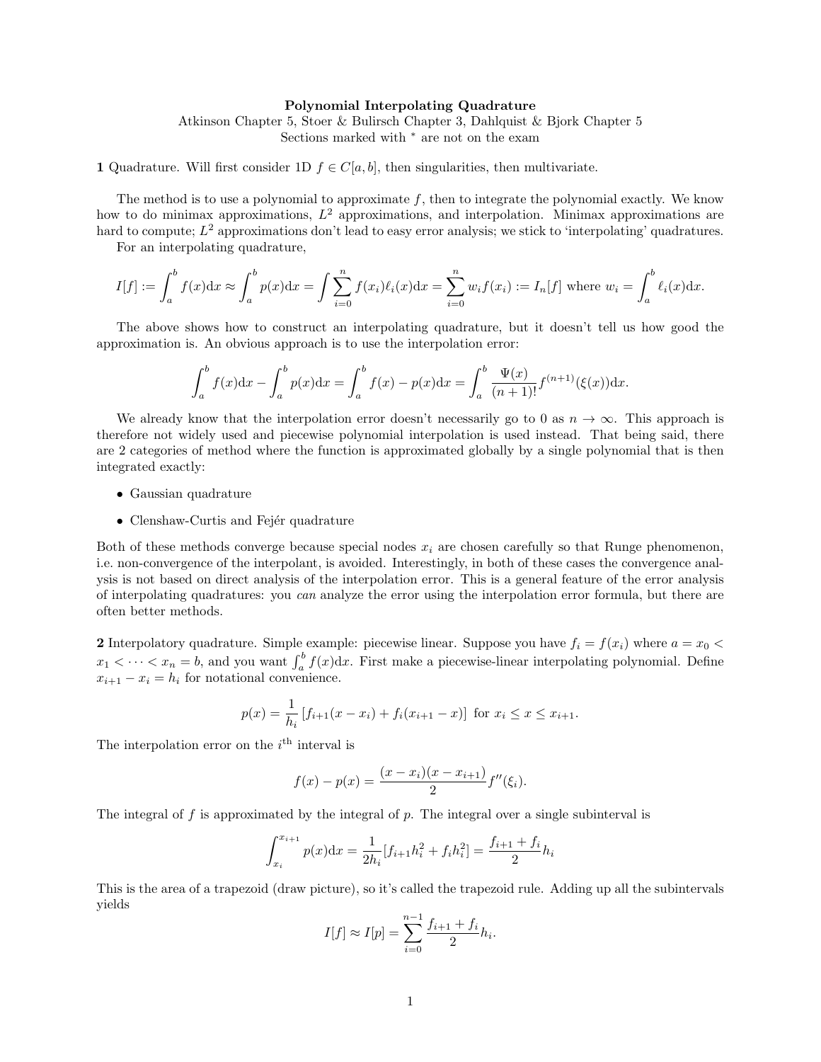**Polynomial Interpolating Quadrature**

Atkinson Chapter 5, Stoer & Bulirsch Chapter 3, Dahlquist & Bjork Chapter 5

Sections marked with $^*$ are not on the exam

**1** Quadrature. Will first consider 1D $f \in C[a,b]$, then singularities, then multivariate.

The method is to use a polynomial to approximate $f$, then to integrate the polynomial exactly. We know how to do minimax approximations, $L^2$ approximations, and interpolation. Minimax approximations are hard to compute; $L^2$ approximations don't lead to easy error analysis; we stick to 'interpolating' quadratures.

For an interpolating quadrature,

$$I[f] := \int_a^b f(x)\mathrm{d}x \approx \int_a^b p(x)\mathrm{d}x = \int \sum_{i=0}^n f(x_i)\ell_i(x)\mathrm{d}x = \sum_{i=0}^n w_i f(x_i) := I_n[f] \text{ where } w_i = \int_a^b \ell_i(x)\mathrm{d}x.$$

The above shows how to construct an interpolating quadrature, but it doesn't tell us how good the approximation is. An obvious approach is to use the interpolation error:

$$\int_a^b f(x)\mathrm{d}x - \int_a^b p(x)\mathrm{d}x = \int_a^b f(x) - p(x)\mathrm{d}x = \int_a^b \frac{\Psi(x)}{(n+1)!}f^{(n+1)}(\xi(x))\mathrm{d}x.$$

We already know that the interpolation error doesn't necessarily go to 0 as $n \to \infty$. This approach is therefore not widely used and piecewise polynomial interpolation is used instead. That being said, there are 2 categories of method where the function is approximated globally by a single polynomial that is then integrated exactly:

- Gaussian quadrature
- Clenshaw-Curtis and Fejér quadrature

Both of these methods converge because special nodes $x_i$ are chosen carefully so that Runge phenomenon, i.e. non-convergence of the interpolant, is avoided. Interestingly, in both of these cases the convergence analysis is not based on direct analysis of the interpolation error. This is a general feature of the error analysis of interpolating quadratures: you *can* analyze the error using the interpolation error formula, but there are often better methods.

**2** Interpolatory quadrature. Simple example: piecewise linear. Suppose you have $f_i = f(x_i)$ where $a = x_0 < x_1 < \cdots < x_n = b$, and you want $\int_a^b f(x)\mathrm{d}x$. First make a piecewise-linear interpolating polynomial. Define $x_{i+1} - x_i = h_i$ for notational convenience.

$$p(x) = \frac{1}{h_i}\left[f_{i+1}(x - x_i) + f_i(x_{i+1} - x)\right] \text{ for } x_i \le x \le x_{i+1}.$$

The interpolation error on the $i^{\text{th}}$ interval is

$$f(x) - p(x) = \frac{(x - x_i)(x - x_{i+1})}{2}f''(\xi_i).$$

The integral of $f$ is approximated by the integral of $p$. The integral over a single subinterval is

$$\int_{x_i}^{x_{i+1}} p(x)\mathrm{d}x = \frac{1}{2h_i}[f_{i+1}h_i^2 + f_i h_i^2] = \frac{f_{i+1} + f_i}{2}h_i$$

This is the area of a trapezoid (draw picture), so it's called the trapezoid rule. Adding up all the subintervals yields

$$I[f] \approx I[p] = \sum_{i=0}^{n-1} \frac{f_{i+1} + f_i}{2}h_i.$$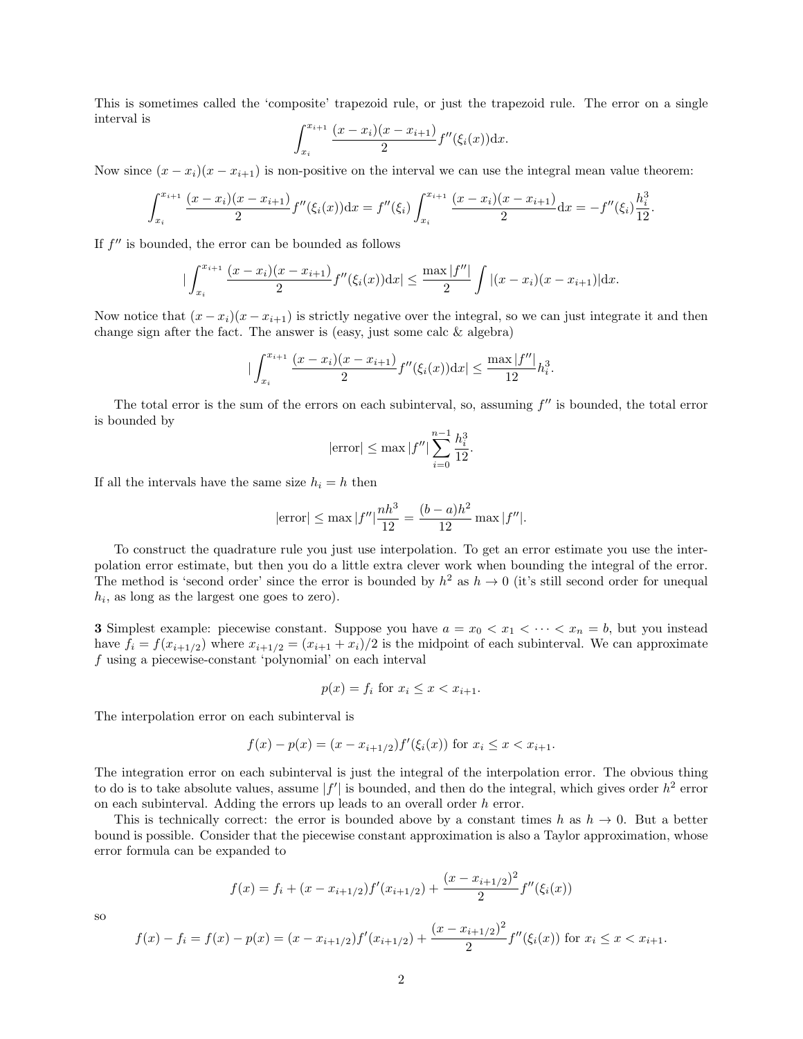This is sometimes called the 'composite' trapezoid rule, or just the trapezoid rule. The error on a single interval is

$$\int_{x_i}^{x_{i+1}} \frac{(x-x_i)(x-x_{i+1})}{2} f''(\xi_i(x))\mathrm{d}x.$$

Now since $(x-x_i)(x-x_{i+1})$ is non-positive on the interval we can use the integral mean value theorem:

$$\int_{x_i}^{x_{i+1}} \frac{(x-x_i)(x-x_{i+1})}{2} f''(\xi_i(x))\mathrm{d}x = f''(\xi_i)\int_{x_i}^{x_{i+1}} \frac{(x-x_i)(x-x_{i+1})}{2}\mathrm{d}x = -f''(\xi_i)\frac{h_i^3}{12}.$$

If $f''$ is bounded, the error can be bounded as follows

$$\left|\int_{x_i}^{x_{i+1}} \frac{(x-x_i)(x-x_{i+1})}{2} f''(\xi_i(x))\mathrm{d}x\right| \leq \frac{\max|f''|}{2}\int |(x-x_i)(x-x_{i+1})|\mathrm{d}x.$$

Now notice that $(x-x_i)(x-x_{i+1})$ is strictly negative over the integral, so we can just integrate it and then change sign after the fact. The answer is (easy, just some calc & algebra)

$$\left|\int_{x_i}^{x_{i+1}} \frac{(x-x_i)(x-x_{i+1})}{2} f''(\xi_i(x))\mathrm{d}x\right| \leq \frac{\max|f''|}{12}h_i^3.$$

The total error is the sum of the errors on each subinterval, so, assuming $f''$ is bounded, the total error is bounded by

$$|\text{error}| \leq \max|f''|\sum_{i=0}^{n-1}\frac{h_i^3}{12}.$$

If all the intervals have the same size $h_i = h$ then

$$|\text{error}| \leq \max|f''|\frac{nh^3}{12} = \frac{(b-a)h^2}{12}\max|f''|.$$

To construct the quadrature rule you just use interpolation. To get an error estimate you use the interpolation error estimate, but then you do a little extra clever work when bounding the integral of the error. The method is 'second order' since the error is bounded by $h^2$ as $h \to 0$ (it's still second order for unequal $h_i$, as long as the largest one goes to zero).

**3** Simplest example: piecewise constant. Suppose you have $a = x_0 < x_1 < \cdots < x_n = b$, but you instead have $f_i = f(x_{i+1/2})$ where $x_{i+1/2} = (x_{i+1}+x_i)/2$ is the midpoint of each subinterval. We can approximate $f$ using a piecewise-constant 'polynomial' on each interval

$$p(x) = f_i \text{ for } x_i \leq x < x_{i+1}.$$

The interpolation error on each subinterval is

$$f(x) - p(x) = (x - x_{i+1/2})f'(\xi_i(x)) \text{ for } x_i \leq x < x_{i+1}.$$

The integration error on each subinterval is just the integral of the interpolation error. The obvious thing to do is to take absolute values, assume $|f'|$ is bounded, and then do the integral, which gives order $h^2$ error on each subinterval. Adding the errors up leads to an overall order $h$ error.

This is technically correct: the error is bounded above by a constant times $h$ as $h \to 0$. But a better bound is possible. Consider that the piecewise constant approximation is also a Taylor approximation, whose error formula can be expanded to

$$f(x) = f_i + (x-x_{i+1/2})f'(x_{i+1/2}) + \frac{(x-x_{i+1/2})^2}{2}f''(\xi_i(x))$$

so

$$f(x) - f_i = f(x) - p(x) = (x-x_{i+1/2})f'(x_{i+1/2}) + \frac{(x-x_{i+1/2})^2}{2}f''(\xi_i(x)) \text{ for } x_i \leq x < x_{i+1}.$$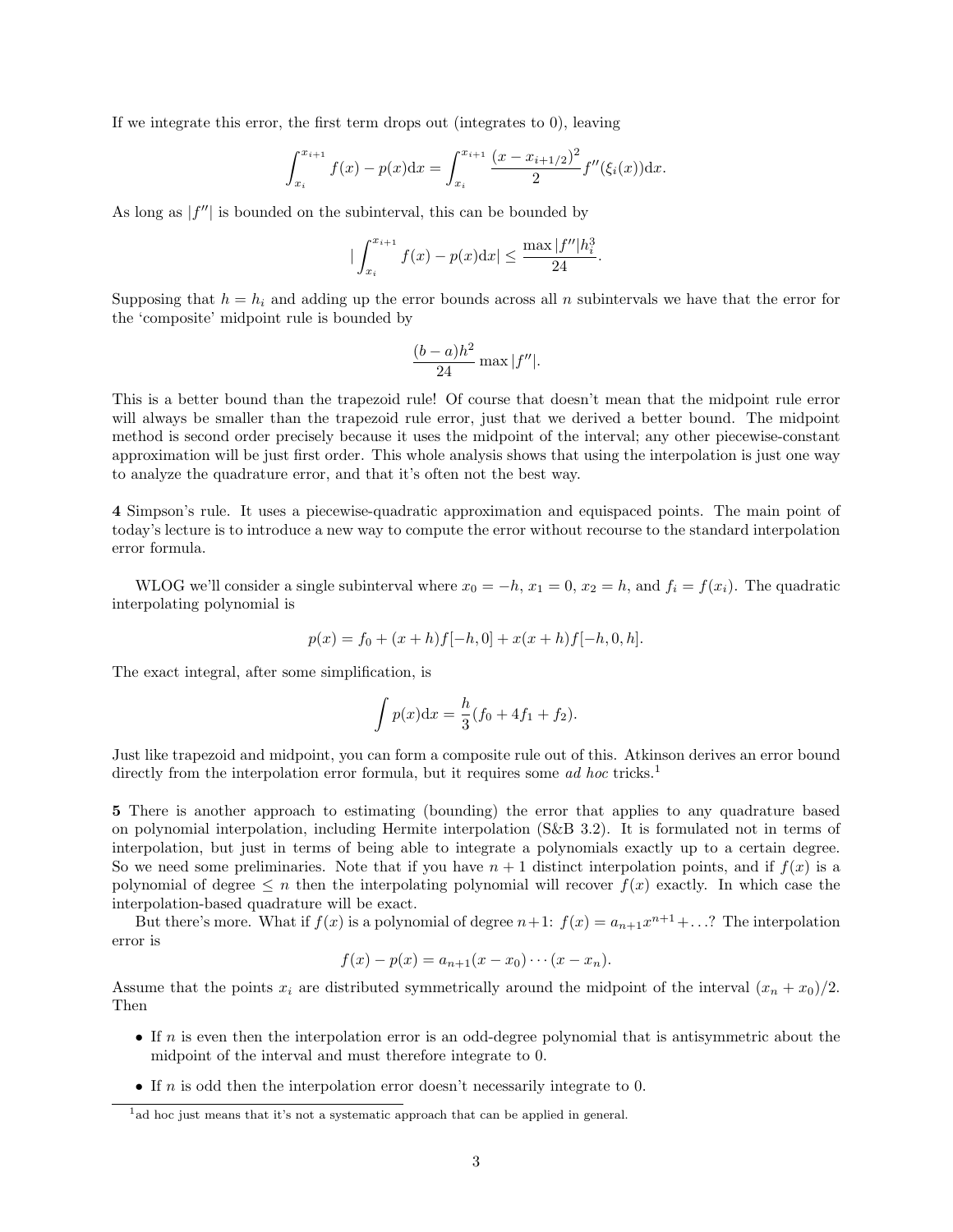If we integrate this error, the first term drops out (integrates to 0), leaving

$$\int_{x_i}^{x_{i+1}} f(x) - p(x)\mathrm{d}x = \int_{x_i}^{x_{i+1}} \frac{(x - x_{i+1/2})^2}{2} f''(\xi_i(x))\mathrm{d}x.$$

As long as $|f''|$ is bounded on the subinterval, this can be bounded by

$$|\int_{x_i}^{x_{i+1}} f(x) - p(x)\mathrm{d}x| \le \frac{\max |f''| h_i^3}{24}.$$

Supposing that $h = h_i$ and adding up the error bounds across all $n$ subintervals we have that the error for the 'composite' midpoint rule is bounded by

$$\frac{(b-a)h^2}{24} \max |f''|.$$

This is a better bound than the trapezoid rule! Of course that doesn't mean that the midpoint rule error will always be smaller than the trapezoid rule error, just that we derived a better bound. The midpoint method is second order precisely because it uses the midpoint of the interval; any other piecewise-constant approximation will be just first order. This whole analysis shows that using the interpolation is just one way to analyze the quadrature error, and that it's often not the best way.

**4** Simpson's rule. It uses a piecewise-quadratic approximation and equispaced points. The main point of today's lecture is to introduce a new way to compute the error without recourse to the standard interpolation error formula.

WLOG we'll consider a single subinterval where $x_0 = -h$, $x_1 = 0$, $x_2 = h$, and $f_i = f(x_i)$. The quadratic interpolating polynomial is

$$p(x) = f_0 + (x+h)f[-h, 0] + x(x+h)f[-h, 0, h].$$

The exact integral, after some simplification, is

$$\int p(x)\mathrm{d}x = \frac{h}{3}(f_0 + 4f_1 + f_2).$$

Just like trapezoid and midpoint, you can form a composite rule out of this. Atkinson derives an error bound directly from the interpolation error formula, but it requires some *ad hoc* tricks.[1]

**5** There is another approach to estimating (bounding) the error that applies to any quadrature based on polynomial interpolation, including Hermite interpolation (S&B 3.2). It is formulated not in terms of interpolation, but just in terms of being able to integrate a polynomials exactly up to a certain degree. So we need some preliminaries. Note that if you have $n+1$ distinct interpolation points, and if $f(x)$ is a polynomial of degree $\le n$ then the interpolating polynomial will recover $f(x)$ exactly. In which case the interpolation-based quadrature will be exact.

But there's more. What if $f(x)$ is a polynomial of degree $n+1$: $f(x) = a_{n+1}x^{n+1} + \ldots$? The interpolation error is

$$f(x) - p(x) = a_{n+1}(x - x_0)\cdots(x - x_n).$$

Assume that the points $x_i$ are distributed symmetrically around the midpoint of the interval $(x_n + x_0)/2$. Then

- If $n$ is even then the interpolation error is an odd-degree polynomial that is antisymmetric about the midpoint of the interval and must therefore integrate to 0.
- If $n$ is odd then the interpolation error doesn't necessarily integrate to 0.

[1] ad hoc just means that it's not a systematic approach that can be applied in general.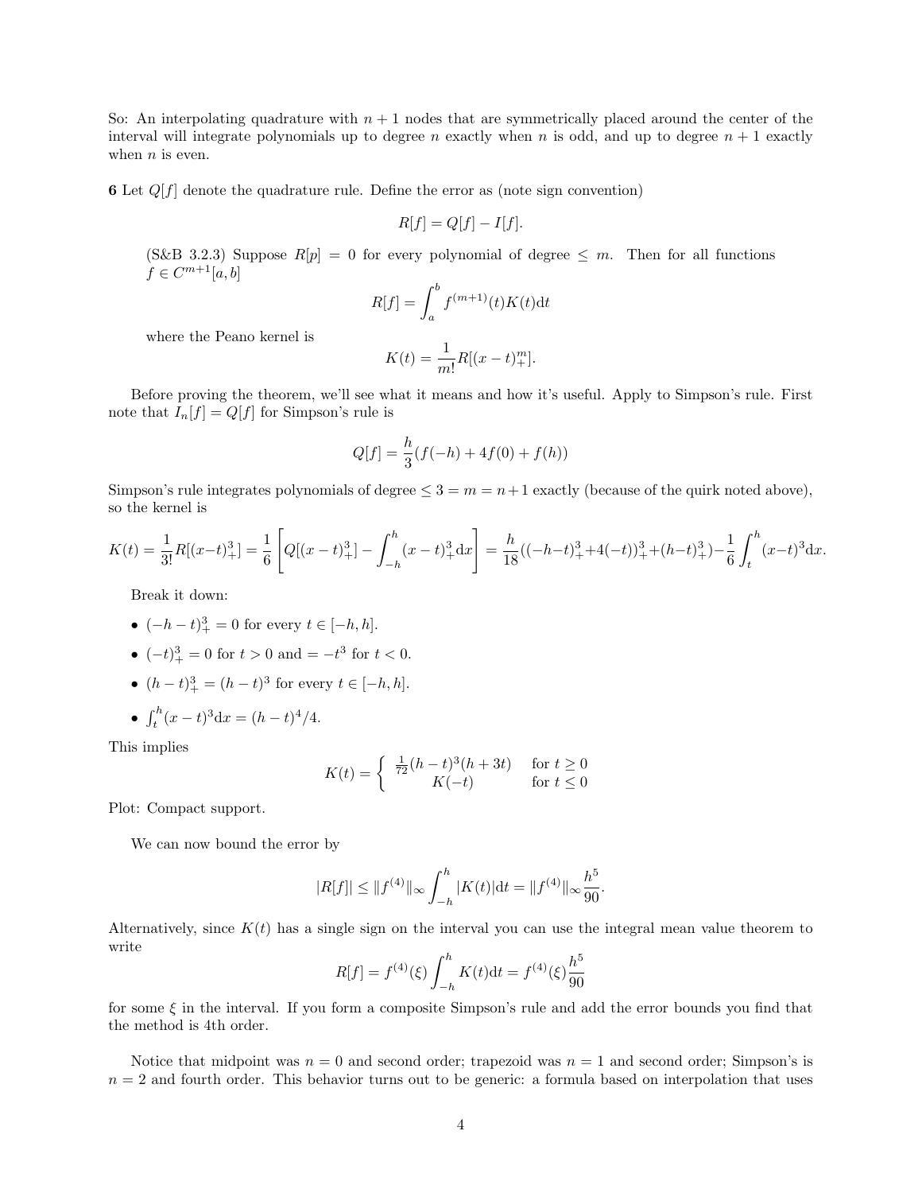So: An interpolating quadrature with $n+1$ nodes that are symmetrically placed around the center of the interval will integrate polynomials up to degree $n$ exactly when $n$ is odd, and up to degree $n+1$ exactly when $n$ is even.

**6** Let $Q[f]$ denote the quadrature rule. Define the error as (note sign convention)

$$R[f] = Q[f] - I[f].$$

> (S&B 3.2.3) Suppose $R[p] = 0$ for every polynomial of degree $\leq m$. Then for all functions $f \in C^{m+1}[a,b]$
>
> $$R[f] = \int_a^b f^{(m+1)}(t) K(t) \mathrm{d}t$$
>
> where the Peano kernel is
>
> $$K(t) = \frac{1}{m!} R[(x-t)_+^m].$$

Before proving the theorem, we'll see what it means and how it's useful. Apply to Simpson's rule. First note that $I_n[f] = Q[f]$ for Simpson's rule is

$$Q[f] = \frac{h}{3}(f(-h) + 4f(0) + f(h))$$

Simpson's rule integrates polynomials of degree $\leq 3 = m = n+1$ exactly (because of the quirk noted above), so the kernel is

$$K(t) = \frac{1}{3!}R[(x-t)_+^3] = \frac{1}{6}\left[Q[(x-t)_+^3] - \int_{-h}^h (x-t)_+^3 \mathrm{d}x\right] = \frac{h}{18}((-h-t)_+^3 + 4(-t))_+^3 + (h-t)_+^3) - \frac{1}{6}\int_t^h (x-t)^3 \mathrm{d}x.$$

Break it down:

- $(-h-t)_+^3 = 0$ for every $t \in [-h, h]$.
- $(-t)_+^3 = 0$ for $t > 0$ and $= -t^3$ for $t < 0$.
- $(h-t)_+^3 = (h-t)^3$ for every $t \in [-h, h]$.
- $\int_t^h (x-t)^3 \mathrm{d}x = (h-t)^4/4$.

This implies

$$K(t) = \begin{cases} \frac{1}{72}(h-t)^3(h+3t) & \text{for } t \geq 0 \\ K(-t) & \text{for } t \leq 0 \end{cases}$$

Plot: Compact support.

We can now bound the error by

$$|R[f]| \leq \|f^{(4)}\|_\infty \int_{-h}^h |K(t)| \mathrm{d}t = \|f^{(4)}\|_\infty \frac{h^5}{90}.$$

Alternatively, since $K(t)$ has a single sign on the interval you can use the integral mean value theorem to write

$$R[f] = f^{(4)}(\xi) \int_{-h}^h K(t) \mathrm{d}t = f^{(4)}(\xi) \frac{h^5}{90}$$

for some $\xi$ in the interval. If you form a composite Simpson's rule and add the error bounds you find that the method is 4th order.

Notice that midpoint was $n = 0$ and second order; trapezoid was $n = 1$ and second order; Simpson's is $n = 2$ and fourth order. This behavior turns out to be generic: a formula based on interpolation that uses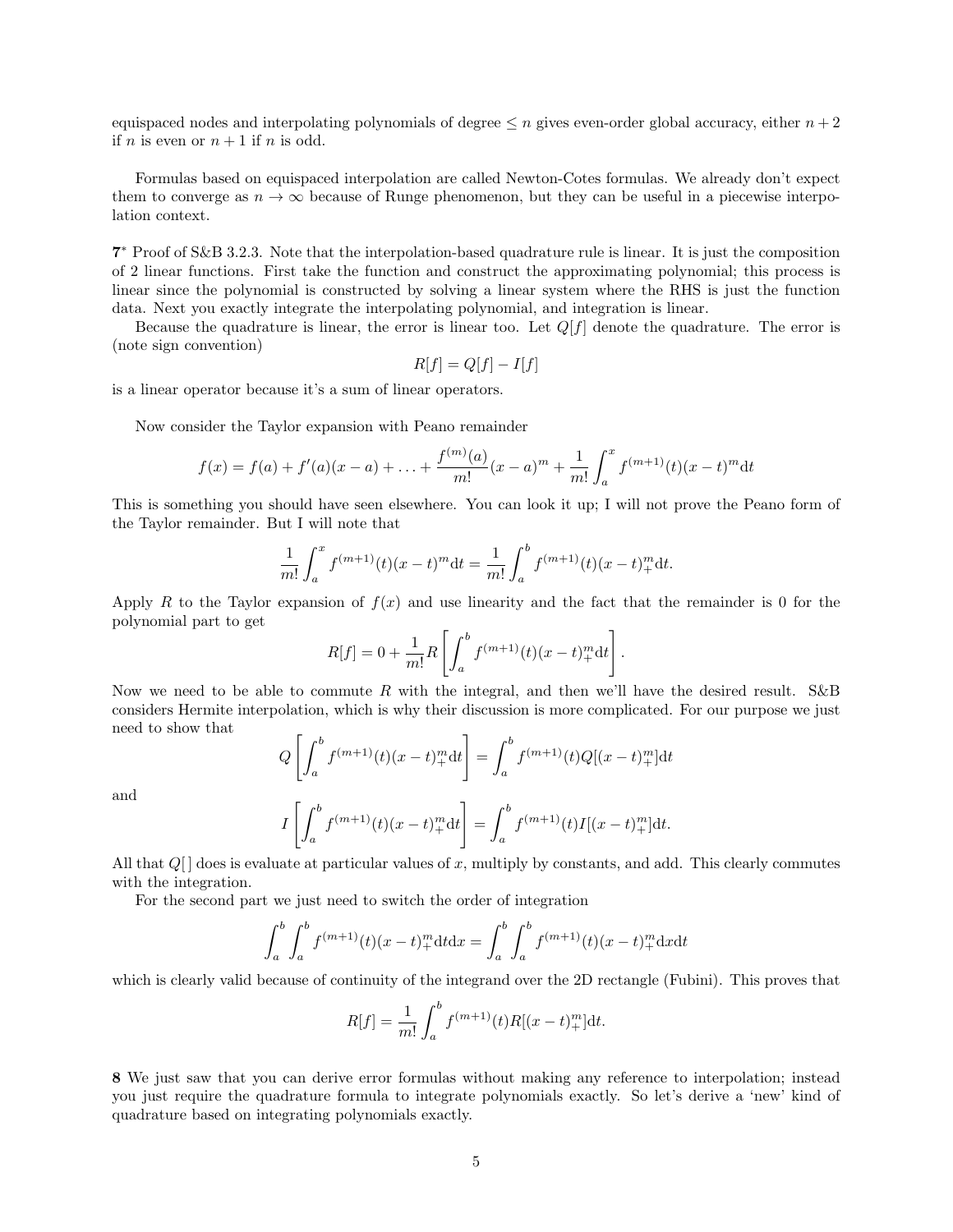equispaced nodes and interpolating polynomials of degree $\leq n$ gives even-order global accuracy, either $n+2$ if $n$ is even or $n+1$ if $n$ is odd.

Formulas based on equispaced interpolation are called Newton-Cotes formulas. We already don't expect them to converge as $n \to \infty$ because of Runge phenomenon, but they can be useful in a piecewise interpolation context.

**7*** Proof of S&B 3.2.3. Note that the interpolation-based quadrature rule is linear. It is just the composition of 2 linear functions. First take the function and construct the approximating polynomial; this process is linear since the polynomial is constructed by solving a linear system where the RHS is just the function data. Next you exactly integrate the interpolating polynomial, and integration is linear.

Because the quadrature is linear, the error is linear too. Let $Q[f]$ denote the quadrature. The error is (note sign convention)

$$R[f] = Q[f] - I[f]$$

is a linear operator because it's a sum of linear operators.

Now consider the Taylor expansion with Peano remainder

$$f(x) = f(a) + f'(a)(x-a) + \ldots + \frac{f^{(m)}(a)}{m!}(x-a)^m + \frac{1}{m!}\int_a^x f^{(m+1)}(t)(x-t)^m \mathrm{d}t$$

This is something you should have seen elsewhere. You can look it up; I will not prove the Peano form of the Taylor remainder. But I will note that

$$\frac{1}{m!}\int_a^x f^{(m+1)}(t)(x-t)^m \mathrm{d}t = \frac{1}{m!}\int_a^b f^{(m+1)}(t)(x-t)_+^m \mathrm{d}t.$$

Apply $R$ to the Taylor expansion of $f(x)$ and use linearity and the fact that the remainder is 0 for the polynomial part to get

$$R[f] = 0 + \frac{1}{m!}R\left[\int_a^b f^{(m+1)}(t)(x-t)_+^m \mathrm{d}t\right].$$

Now we need to be able to commute $R$ with the integral, and then we'll have the desired result. S&B considers Hermite interpolation, which is why their discussion is more complicated. For our purpose we just need to show that

$$Q\left[\int_a^b f^{(m+1)}(t)(x-t)_+^m \mathrm{d}t\right] = \int_a^b f^{(m+1)}(t) Q[(x-t)_+^m]\mathrm{d}t$$

and

$$I\left[\int_a^b f^{(m+1)}(t)(x-t)_+^m \mathrm{d}t\right] = \int_a^b f^{(m+1)}(t) I[(x-t)_+^m]\mathrm{d}t.$$

All that $Q[\,]$ does is evaluate at particular values of $x$, multiply by constants, and add. This clearly commutes with the integration.

For the second part we just need to switch the order of integration

$$\int_a^b \int_a^b f^{(m+1)}(t)(x-t)_+^m \mathrm{d}t\mathrm{d}x = \int_a^b \int_a^b f^{(m+1)}(t)(x-t)_+^m \mathrm{d}x\mathrm{d}t$$

which is clearly valid because of continuity of the integrand over the 2D rectangle (Fubini). This proves that

$$R[f] = \frac{1}{m!}\int_a^b f^{(m+1)}(t) R[(x-t)_+^m]\mathrm{d}t.$$

**8** We just saw that you can derive error formulas without making any reference to interpolation; instead you just require the quadrature formula to integrate polynomials exactly. So let's derive a 'new' kind of quadrature based on integrating polynomials exactly.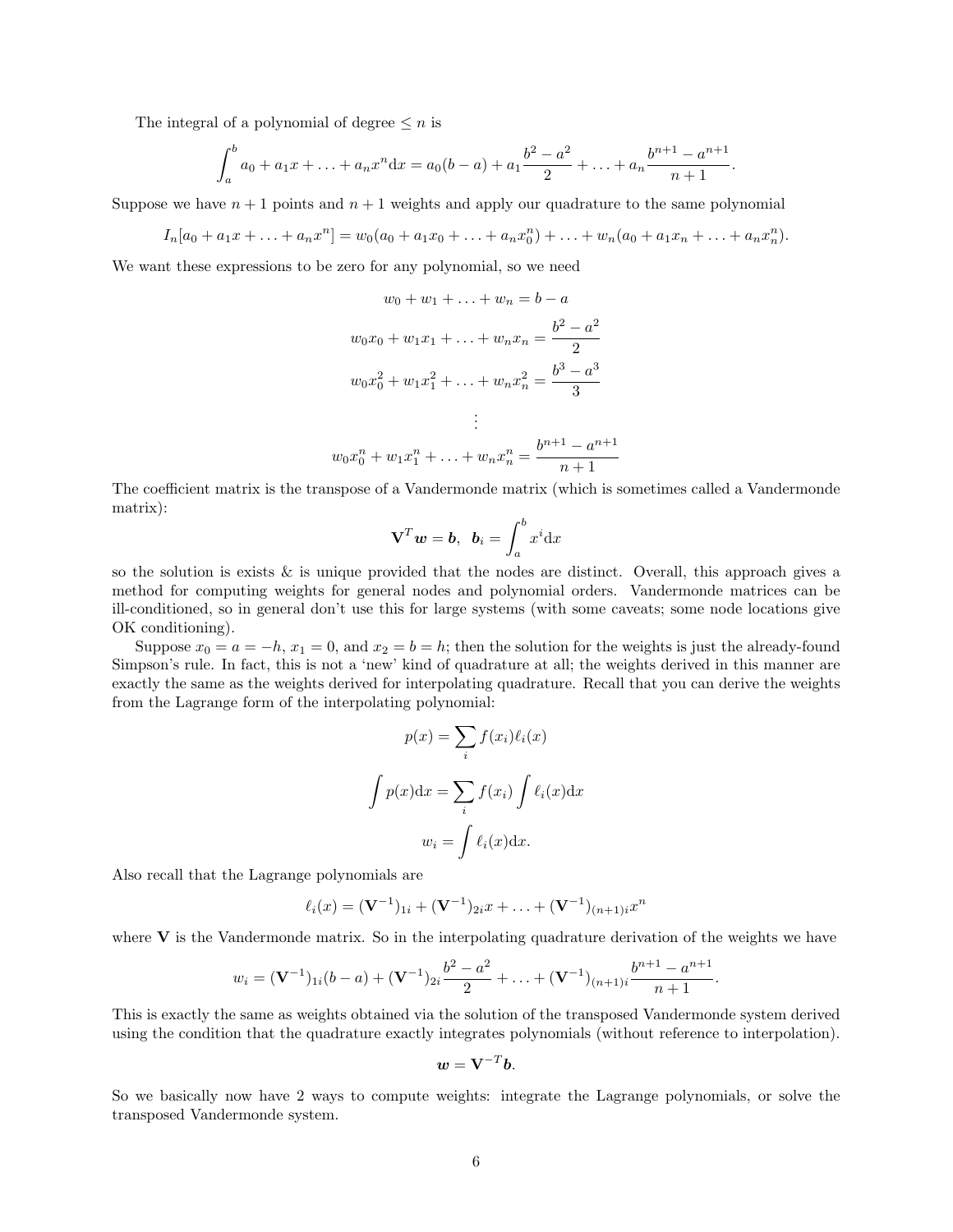The integral of a polynomial of degree $\le n$ is

$$\int_a^b a_0 + a_1 x + \ldots + a_n x^n \mathrm{d}x = a_0(b-a) + a_1\frac{b^2-a^2}{2} + \ldots + a_n\frac{b^{n+1}-a^{n+1}}{n+1}.$$

Suppose we have $n+1$ points and $n+1$ weights and apply our quadrature to the same polynomial

$$I_n[a_0 + a_1 x + \ldots + a_n x^n] = w_0(a_0 + a_1 x_0 + \ldots + a_n x_0^n) + \ldots + w_n(a_0 + a_1 x_n + \ldots + a_n x_n^n).$$

We want these expressions to be zero for any polynomial, so we need

$$
\begin{aligned}
w_0 + w_1 + \ldots + w_n &= b - a\\
w_0 x_0 + w_1 x_1 + \ldots + w_n x_n &= \frac{b^2-a^2}{2}\\
w_0 x_0^2 + w_1 x_1^2 + \ldots + w_n x_n^2 &= \frac{b^3-a^3}{3}\\
&\vdots\\
w_0 x_0^n + w_1 x_1^n + \ldots + w_n x_n^n &= \frac{b^{n+1}-a^{n+1}}{n+1}
\end{aligned}
$$

The coefficient matrix is the transpose of a Vandermonde matrix (which is sometimes called a Vandermonde matrix):

$$\mathbf{V}^T \boldsymbol{w} = \boldsymbol{b}, \;\; \boldsymbol{b}_i = \int_a^b x^i \mathrm{d}x$$

so the solution is exists & is unique provided that the nodes are distinct. Overall, this approach gives a method for computing weights for general nodes and polynomial orders. Vandermonde matrices can be ill-conditioned, so in general don't use this for large systems (with some caveats; some node locations give OK conditioning).

Suppose $x_0 = a = -h$, $x_1 = 0$, and $x_2 = b = h$; then the solution for the weights is just the already-found Simpson's rule. In fact, this is not a 'new' kind of quadrature at all; the weights derived in this manner are exactly the same as the weights derived for interpolating quadrature. Recall that you can derive the weights from the Lagrange form of the interpolating polynomial:

$$p(x) = \sum_i f(x_i)\ell_i(x)$$

$$\int p(x)\mathrm{d}x = \sum_i f(x_i)\int \ell_i(x)\mathrm{d}x$$

$$w_i = \int \ell_i(x)\mathrm{d}x.$$

Also recall that the Lagrange polynomials are

$$\ell_i(x) = (\mathbf{V}^{-1})_{1i} + (\mathbf{V}^{-1})_{2i}x + \ldots + (\mathbf{V}^{-1})_{(n+1)i}x^n$$

where $\mathbf{V}$ is the Vandermonde matrix. So in the interpolating quadrature derivation of the weights we have

$$w_i = (\mathbf{V}^{-1})_{1i}(b-a) + (\mathbf{V}^{-1})_{2i}\frac{b^2-a^2}{2} + \ldots + (\mathbf{V}^{-1})_{(n+1)i}\frac{b^{n+1}-a^{n+1}}{n+1}.$$

This is exactly the same as weights obtained via the solution of the transposed Vandermonde system derived using the condition that the quadrature exactly integrates polynomials (without reference to interpolation).

$$\boldsymbol{w} = \mathbf{V}^{-T}\boldsymbol{b}.$$

So we basically now have 2 ways to compute weights: integrate the Lagrange polynomials, or solve the transposed Vandermonde system.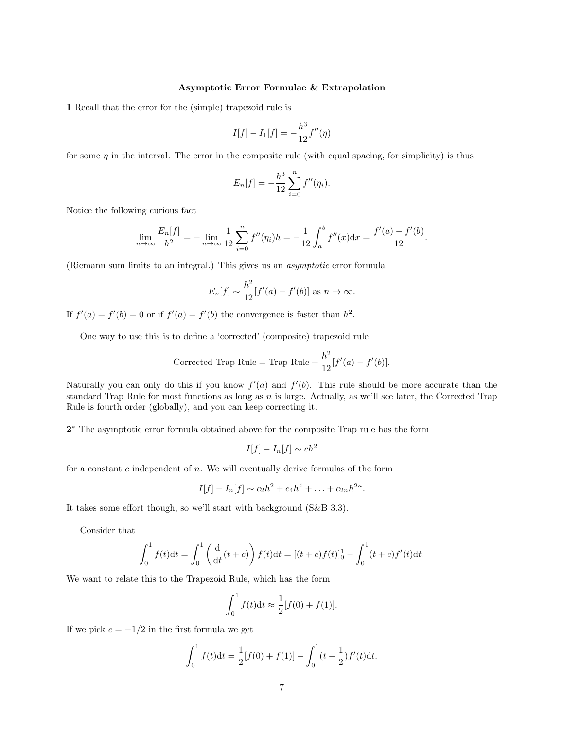---

**Asymptotic Error Formulae & Extrapolation**

**1** Recall that the error for the (simple) trapezoid rule is

$$I[f] - I_1[f] = -\frac{h^3}{12} f''(\eta)$$

for some $\eta$ in the interval. The error in the composite rule (with equal spacing, for simplicity) is thus

$$E_n[f] = -\frac{h^3}{12} \sum_{i=0}^{n} f''(\eta_i).$$

Notice the following curious fact

$$\lim_{n\to\infty} \frac{E_n[f]}{h^2} = -\lim_{n\to\infty} \frac{1}{12} \sum_{i=0}^{n} f''(\eta_i) h = -\frac{1}{12} \int_a^b f''(x)\mathrm{d}x = \frac{f'(a) - f'(b)}{12}.$$

(Riemann sum limits to an integral.) This gives us an *asymptotic* error formula

$$E_n[f] \sim \frac{h^2}{12}[f'(a) - f'(b)] \text{ as } n \to \infty.$$

If $f'(a) = f'(b) = 0$ or if $f'(a) = f'(b)$ the convergence is faster than $h^2$.

One way to use this is to define a 'corrected' (composite) trapezoid rule

$$\text{Corrected Trap Rule} = \text{Trap Rule} + \frac{h^2}{12}[f'(a) - f'(b)].$$

Naturally you can only do this if you know $f'(a)$ and $f'(b)$. This rule should be more accurate than the standard Trap Rule for most functions as long as $n$ is large. Actually, as we'll see later, the Corrected Trap Rule is fourth order (globally), and you can keep correcting it.

**2*** The asymptotic error formula obtained above for the composite Trap rule has the form

$$I[f] - I_n[f] \sim ch^2$$

for a constant $c$ independent of $n$. We will eventually derive formulas of the form

$$I[f] - I_n[f] \sim c_2 h^2 + c_4 h^4 + \ldots + c_{2n} h^{2n}.$$

It takes some effort though, so we'll start with background (S&B 3.3).

Consider that

$$\int_0^1 f(t)\mathrm{d}t = \int_0^1 \left(\frac{\mathrm{d}}{\mathrm{d}t}(t+c)\right) f(t)\mathrm{d}t = [(t+c)f(t)]_0^1 - \int_0^1 (t+c) f'(t)\mathrm{d}t.$$

We want to relate this to the Trapezoid Rule, which has the form

$$\int_0^1 f(t)\mathrm{d}t \approx \frac{1}{2}[f(0) + f(1)].$$

If we pick $c = -1/2$ in the first formula we get

$$\int_0^1 f(t)\mathrm{d}t = \frac{1}{2}[f(0) + f(1)] - \int_0^1 (t - \frac{1}{2}) f'(t)\mathrm{d}t.$$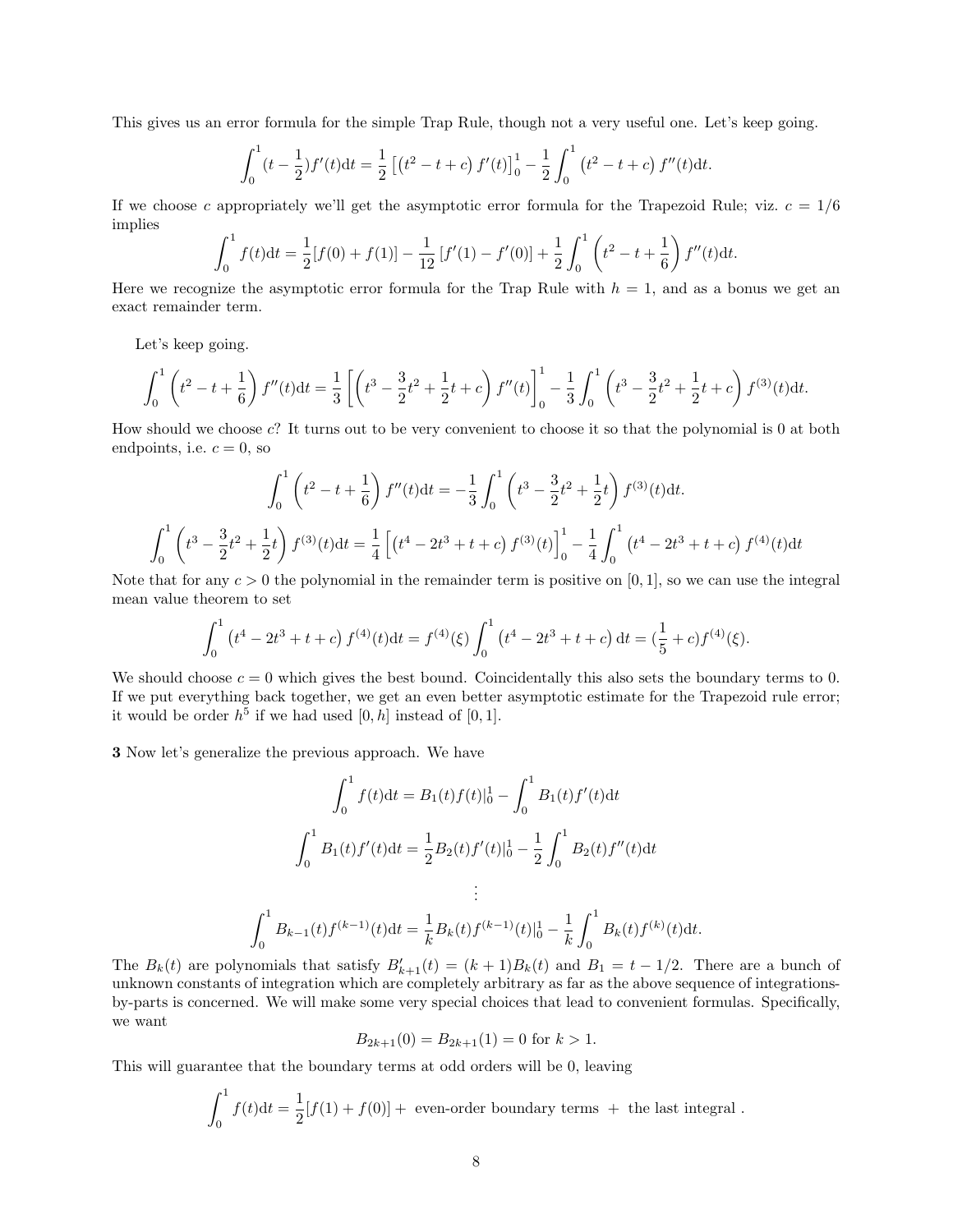This gives us an error formula for the simple Trap Rule, though not a very useful one. Let's keep going.

$$\int_0^1 (t - \frac{1}{2})f'(t)\mathrm{d}t = \frac{1}{2}\left[\left(t^2 - t + c\right)f'(t)\right]_0^1 - \frac{1}{2}\int_0^1 \left(t^2 - t + c\right)f''(t)\mathrm{d}t.$$

If we choose $c$ appropriately we'll get the asymptotic error formula for the Trapezoid Rule; viz. $c = 1/6$ implies

$$\int_0^1 f(t)\mathrm{d}t = \frac{1}{2}[f(0) + f(1)] - \frac{1}{12}\left[f'(1) - f'(0)\right] + \frac{1}{2}\int_0^1 \left(t^2 - t + \frac{1}{6}\right)f''(t)\mathrm{d}t.$$

Here we recognize the asymptotic error formula for the Trap Rule with $h = 1$, and as a bonus we get an exact remainder term.

Let's keep going.

$$\int_0^1 \left(t^2 - t + \frac{1}{6}\right)f''(t)\mathrm{d}t = \frac{1}{3}\left[\left(t^3 - \frac{3}{2}t^2 + \frac{1}{2}t + c\right)f''(t)\right]_0^1 - \frac{1}{3}\int_0^1 \left(t^3 - \frac{3}{2}t^2 + \frac{1}{2}t + c\right)f^{(3)}(t)\mathrm{d}t.$$

How should we choose $c$? It turns out to be very convenient to choose it so that the polynomial is 0 at both endpoints, i.e. $c = 0$, so

$$\int_0^1 \left(t^2 - t + \frac{1}{6}\right)f''(t)\mathrm{d}t = -\frac{1}{3}\int_0^1 \left(t^3 - \frac{3}{2}t^2 + \frac{1}{2}t\right)f^{(3)}(t)\mathrm{d}t.$$

$$\int_0^1 \left(t^3 - \frac{3}{2}t^2 + \frac{1}{2}t\right)f^{(3)}(t)\mathrm{d}t = \frac{1}{4}\left[\left(t^4 - 2t^3 + t + c\right)f^{(3)}(t)\right]_0^1 - \frac{1}{4}\int_0^1 \left(t^4 - 2t^3 + t + c\right)f^{(4)}(t)\mathrm{d}t$$

Note that for any $c > 0$ the polynomial in the remainder term is positive on $[0, 1]$, so we can use the integral mean value theorem to set

$$\int_0^1 \left(t^4 - 2t^3 + t + c\right)f^{(4)}(t)\mathrm{d}t = f^{(4)}(\xi)\int_0^1 \left(t^4 - 2t^3 + t + c\right)\mathrm{d}t = (\frac{1}{5} + c)f^{(4)}(\xi).$$

We should choose $c = 0$ which gives the best bound. Coincidentally this also sets the boundary terms to 0. If we put everything back together, we get an even better asymptotic estimate for the Trapezoid rule error; it would be order $h^5$ if we had used $[0, h]$ instead of $[0, 1]$.

**3** Now let's generalize the previous approach. We have

$$\int_0^1 f(t)\mathrm{d}t = B_1(t)f(t)|_0^1 - \int_0^1 B_1(t)f'(t)\mathrm{d}t$$

$$\int_0^1 B_1(t)f'(t)\mathrm{d}t = \frac{1}{2}B_2(t)f'(t)|_0^1 - \frac{1}{2}\int_0^1 B_2(t)f''(t)\mathrm{d}t$$

$$\vdots$$

$$\int_0^1 B_{k-1}(t)f^{(k-1)}(t)\mathrm{d}t = \frac{1}{k}B_k(t)f^{(k-1)}(t)|_0^1 - \frac{1}{k}\int_0^1 B_k(t)f^{(k)}(t)\mathrm{d}t.$$

The $B_k(t)$ are polynomials that satisfy $B'_{k+1}(t) = (k+1)B_k(t)$ and $B_1 = t - 1/2$. There are a bunch of unknown constants of integration which are completely arbitrary as far as the above sequence of integrations-by-parts is concerned. We will make some very special choices that lead to convenient formulas. Specifically, we want

$$B_{2k+1}(0) = B_{2k+1}(1) = 0 \text{ for } k > 1.$$

This will guarantee that the boundary terms at odd orders will be 0, leaving

$$\int_0^1 f(t)\mathrm{d}t = \frac{1}{2}[f(1) + f(0)] + \text{ even-order boundary terms } + \text{ the last integral }.$$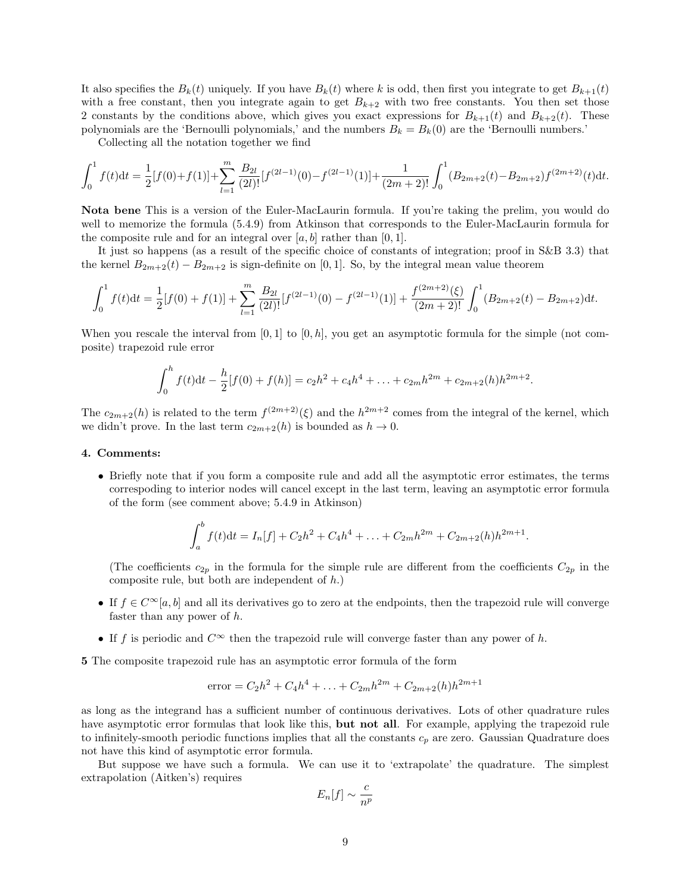It also specifies the $B_k(t)$ uniquely. If you have $B_k(t)$ where $k$ is odd, then first you integrate to get $B_{k+1}(t)$ with a free constant, then you integrate again to get $B_{k+2}$ with two free constants. You then set those 2 constants by the conditions above, which gives you exact expressions for $B_{k+1}(t)$ and $B_{k+2}(t)$. These polynomials are the 'Bernoulli polynomials,' and the numbers $B_k = B_k(0)$ are the 'Bernoulli numbers.'

Collecting all the notation together we find

$$\int_0^1 f(t)\mathrm{d}t = \frac{1}{2}[f(0)+f(1)]+\sum_{l=1}^{m}\frac{B_{2l}}{(2l)!}[f^{(2l-1)}(0)-f^{(2l-1)}(1)]+\frac{1}{(2m+2)!}\int_0^1(B_{2m+2}(t)-B_{2m+2})f^{(2m+2)}(t)\mathrm{d}t.$$

**Nota bene** This is a version of the Euler-MacLaurin formula. If you're taking the prelim, you would do well to memorize the formula (5.4.9) from Atkinson that corresponds to the Euler-MacLaurin formula for the composite rule and for an integral over $[a,b]$ rather than $[0,1]$.

It just so happens (as a result of the specific choice of constants of integration; proof in S&B 3.3) that the kernel $B_{2m+2}(t) - B_{2m+2}$ is sign-definite on $[0,1]$. So, by the integral mean value theorem

$$\int_0^1 f(t)\mathrm{d}t = \frac{1}{2}[f(0)+f(1)]+\sum_{l=1}^{m}\frac{B_{2l}}{(2l)!}[f^{(2l-1)}(0)-f^{(2l-1)}(1)]+\frac{f^{(2m+2)}(\xi)}{(2m+2)!}\int_0^1(B_{2m+2}(t)-B_{2m+2})\mathrm{d}t.$$

When you rescale the interval from $[0,1]$ to $[0,h]$, you get an asymptotic formula for the simple (not composite) trapezoid rule error

$$\int_0^h f(t)\mathrm{d}t - \frac{h}{2}[f(0)+f(h)] = c_2h^2 + c_4h^4 + \ldots + c_{2m}h^{2m} + c_{2m+2}(h)h^{2m+2}.$$

The $c_{2m+2}(h)$ is related to the term $f^{(2m+2)}(\xi)$ and the $h^{2m+2}$ comes from the integral of the kernel, which we didn't prove. In the last term $c_{2m+2}(h)$ is bounded as $h \to 0$.

**4. Comments:**

- Briefly note that if you form a composite rule and add all the asymptotic error estimates, the terms correspoding to interior nodes will cancel except in the last term, leaving an asymptotic error formula of the form (see comment above; 5.4.9 in Atkinson)

$$\int_a^b f(t)\mathrm{d}t = I_n[f] + C_2h^2 + C_4h^4 + \ldots + C_{2m}h^{2m} + C_{2m+2}(h)h^{2m+1}.$$

  (The coefficients $c_{2p}$ in the formula for the simple rule are different from the coefficients $C_{2p}$ in the composite rule, but both are independent of $h$.)

- If $f \in C^\infty[a,b]$ and all its derivatives go to zero at the endpoints, then the trapezoid rule will converge faster than any power of $h$.

- If $f$ is periodic and $C^\infty$ then the trapezoid rule will converge faster than any power of $h$.

**5** The composite trapezoid rule has an asymptotic error formula of the form

$$\text{error} = C_2h^2 + C_4h^4 + \ldots + C_{2m}h^{2m} + C_{2m+2}(h)h^{2m+1}$$

as long as the integrand has a sufficient number of continuous derivatives. Lots of other quadrature rules have asymptotic error formulas that look like this, **but not all**. For example, applying the trapezoid rule to infinitely-smooth periodic functions implies that all the constants $c_p$ are zero. Gaussian Quadrature does not have this kind of asymptotic error formula.

But suppose we have such a formula. We can use it to 'extrapolate' the quadrature. The simplest extrapolation (Aitken's) requires

$$E_n[f] \sim \frac{c}{n^p}$$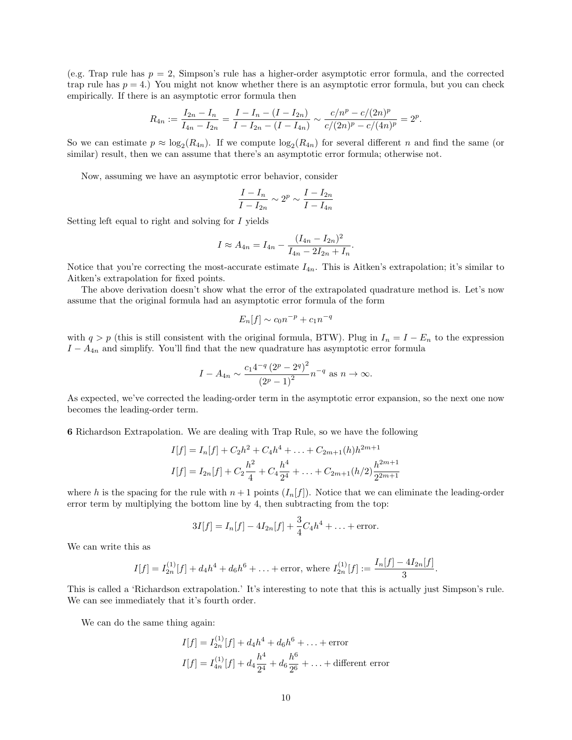(e.g. Trap rule has $p = 2$, Simpson's rule has a higher-order asymptotic error formula, and the corrected trap rule has $p = 4$.) You might not know whether there is an asymptotic error formula, but you can check empirically. If there is an asymptotic error formula then

$$R_{4n} := \frac{I_{2n} - I_n}{I_{4n} - I_{2n}} = \frac{I - I_n - (I - I_{2n})}{I - I_{2n} - (I - I_{4n})} \sim \frac{c/n^p - c/(2n)^p}{c/(2n)^p - c/(4n)^p} = 2^p.$$

So we can estimate $p \approx \log_2(R_{4n})$. If we compute $\log_2(R_{4n})$ for several different $n$ and find the same (or similar) result, then we can assume that there's an asymptotic error formula; otherwise not.

Now, assuming we have an asymptotic error behavior, consider

$$\frac{I - I_n}{I - I_{2n}} \sim 2^p \sim \frac{I - I_{2n}}{I - I_{4n}}$$

Setting left equal to right and solving for $I$ yields

$$I \approx A_{4n} = I_{4n} - \frac{(I_{4n} - I_{2n})^2}{I_{4n} - 2I_{2n} + I_n}.$$

Notice that you're correcting the most-accurate estimate $I_{4n}$. This is Aitken's extrapolation; it's similar to Aitken's extrapolation for fixed points.

The above derivation doesn't show what the error of the extrapolated quadrature method is. Let's now assume that the original formula had an asymptotic error formula of the form

$$E_n[f] \sim c_0 n^{-p} + c_1 n^{-q}$$

with $q > p$ (this is still consistent with the original formula, BTW). Plug in $I_n = I - E_n$ to the expression $I - A_{4n}$ and simplify. You'll find that the new quadrature has asymptotic error formula

$$I - A_{4n} \sim \frac{c_1 4^{-q} \left(2^p - 2^q\right)^2}{\left(2^p - 1\right)^2} n^{-q} \text{ as } n \to \infty.$$

As expected, we've corrected the leading-order term in the asymptotic error expansion, so the next one now becomes the leading-order term.

**6** Richardson Extrapolation. We are dealing with Trap Rule, so we have the following

$$I[f] = I_n[f] + C_2 h^2 + C_4 h^4 + \ldots + C_{2m+1}(h) h^{2m+1}$$
$$I[f] = I_{2n}[f] + C_2 \frac{h^2}{4} + C_4 \frac{h^4}{2^4} + \ldots + C_{2m+1}(h/2) \frac{h^{2m+1}}{2^{2m+1}}$$

where $h$ is the spacing for the rule with $n+1$ points ($I_n[f]$). Notice that we can eliminate the leading-order error term by multiplying the bottom line by 4, then subtracting from the top:

$$3I[f] = I_n[f] - 4I_{2n}[f] + \frac{3}{4} C_4 h^4 + \ldots + \text{error}.$$

We can write this as

$$I[f] = I_{2n}^{(1)}[f] + d_4 h^4 + d_6 h^6 + \ldots + \text{error, where } I_{2n}^{(1)}[f] := \frac{I_n[f] - 4I_{2n}[f]}{3}.$$

This is called a 'Richardson extrapolation.' It's interesting to note that this is actually just Simpson's rule. We can see immediately that it's fourth order.

We can do the same thing again:

$$I[f] = I_{2n}^{(1)}[f] + d_4 h^4 + d_6 h^6 + \ldots + \text{error}$$
$$I[f] = I_{4n}^{(1)}[f] + d_4 \frac{h^4}{2^4} + d_6 \frac{h^6}{2^6} + \ldots + \text{different error}$$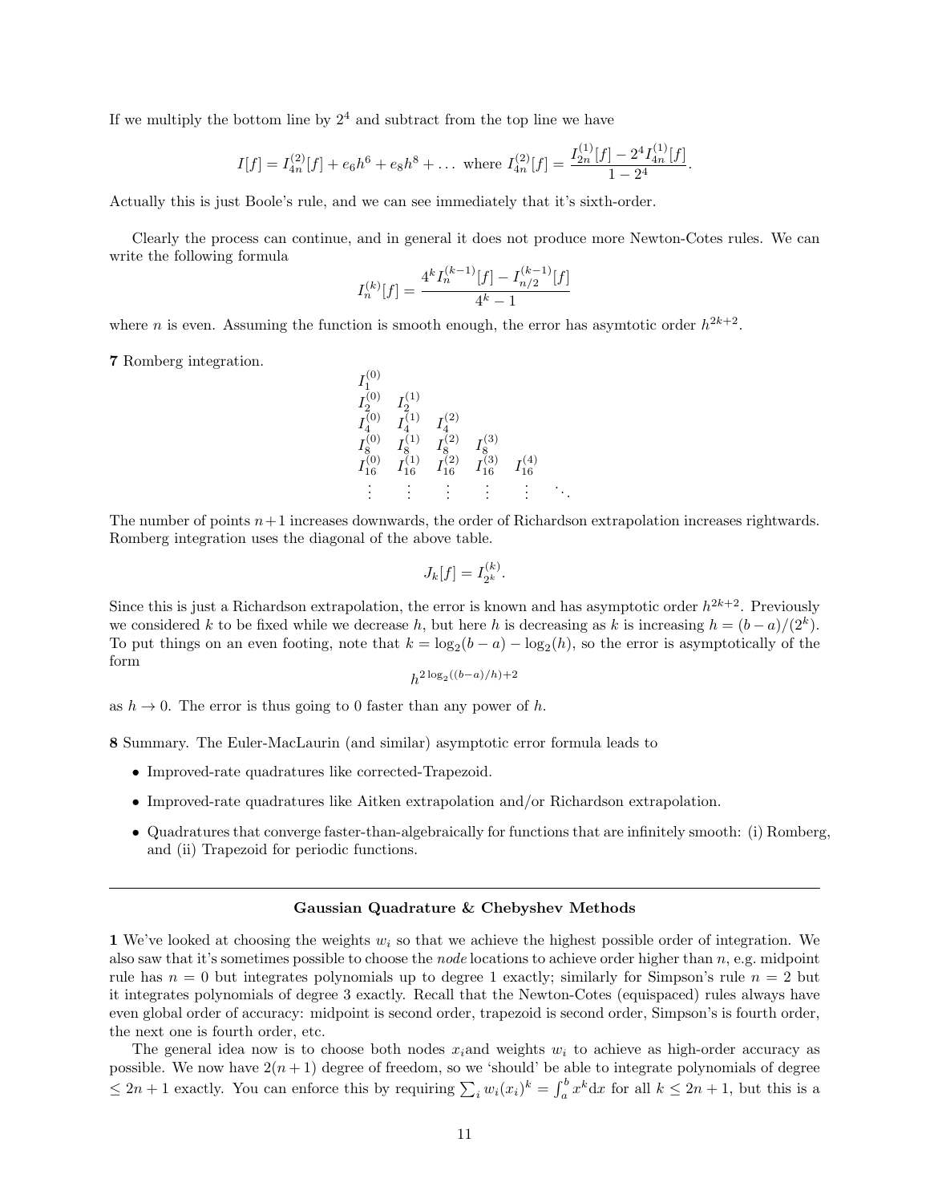If we multiply the bottom line by $2^4$ and subtract from the top line we have

$$I[f] = I_{4n}^{(2)}[f] + e_6 h^6 + e_8 h^8 + \dots \text{ where } I_{4n}^{(2)}[f] = \frac{I_{2n}^{(1)}[f] - 2^4 I_{4n}^{(1)}[f]}{1 - 2^4}.$$

Actually this is just Boole's rule, and we can see immediately that it's sixth-order.

Clearly the process can continue, and in general it does not produce more Newton-Cotes rules. We can write the following formula

$$I_n^{(k)}[f] = \frac{4^k I_n^{(k-1)}[f] - I_{n/2}^{(k-1)}[f]}{4^k - 1}$$

where $n$ is even. Assuming the function is smooth enough, the error has asymtotic order $h^{2k+2}$.

**7** Romberg integration.

$$\begin{array}{cccccc}
I_1^{(0)} & & & & & \\
I_2^{(0)} & I_2^{(1)} & & & & \\
I_4^{(0)} & I_4^{(1)} & I_4^{(2)} & & & \\
I_8^{(0)} & I_8^{(1)} & I_8^{(2)} & I_8^{(3)} & & \\
I_{16}^{(0)} & I_{16}^{(1)} & I_{16}^{(2)} & I_{16}^{(3)} & I_{16}^{(4)} & \\
\vdots & \vdots & \vdots & \vdots & \vdots & \ddots
\end{array}$$

The number of points $n+1$ increases downwards, the order of Richardson extrapolation increases rightwards. Romberg integration uses the diagonal of the above table.

$$J_k[f] = I_{2^k}^{(k)}.$$

Since this is just a Richardson extrapolation, the error is known and has asymptotic order $h^{2k+2}$. Previously we considered $k$ to be fixed while we decrease $h$, but here $h$ is decreasing as $k$ is increasing $h = (b-a)/(2^k)$. To put things on an even footing, note that $k = \log_2(b-a) - \log_2(h)$, so the error is asymptotically of the form

$$h^{2\log_2((b-a)/h)+2}$$

as $h \to 0$. The error is thus going to 0 faster than any power of $h$.

**8** Summary. The Euler-MacLaurin (and similar) asymptotic error formula leads to

- Improved-rate quadratures like corrected-Trapezoid.
- Improved-rate quadratures like Aitken extrapolation and/or Richardson extrapolation.
- Quadratures that converge faster-than-algebraically for functions that are infinitely smooth: (i) Romberg, and (ii) Trapezoid for periodic functions.

---

## Gaussian Quadrature & Chebyshev Methods

**1** We've looked at choosing the weights $w_i$ so that we achieve the highest possible order of integration. We also saw that it's sometimes possible to choose the *node* locations to achieve order higher than $n$, e.g. midpoint rule has $n = 0$ but integrates polynomials up to degree 1 exactly; similarly for Simpson's rule $n = 2$ but it integrates polynomials of degree 3 exactly. Recall that the Newton-Cotes (equispaced) rules always have even global order of accuracy: midpoint is second order, trapezoid is second order, Simpson's is fourth order, the next one is fourth order, etc.

The general idea now is to choose both nodes $x_i$and weights $w_i$ to achieve as high-order accuracy as possible. We now have $2(n+1)$ degree of freedom, so we 'should' be able to integrate polynomials of degree $\leq 2n+1$ exactly. You can enforce this by requiring $\sum_i w_i (x_i)^k = \int_a^b x^k \mathrm{d}x$ for all $k \leq 2n+1$, but this is a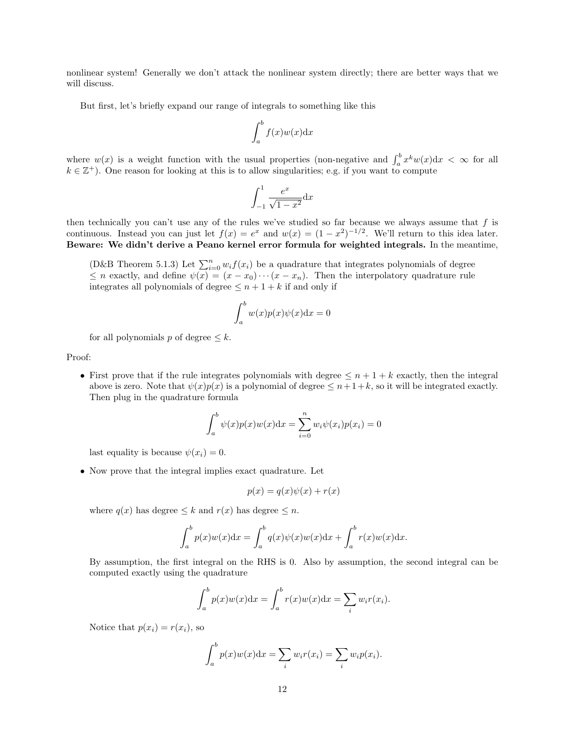nonlinear system! Generally we don't attack the nonlinear system directly; there are better ways that we will discuss.

But first, let's briefly expand our range of integrals to something like this

$$\int_a^b f(x)w(x)\mathrm{d}x$$

where $w(x)$ is a weight function with the usual properties (non-negative and $\int_a^b x^k w(x)\mathrm{d}x < \infty$ for all $k \in \mathbb{Z}^+$). One reason for looking at this is to allow singularities; e.g. if you want to compute

$$\int_{-1}^{1} \frac{e^x}{\sqrt{1-x^2}}\mathrm{d}x$$

then technically you can't use any of the rules we've studied so far because we always assume that $f$ is continuous. Instead you can just let $f(x) = e^x$ and $w(x) = (1-x^2)^{-1/2}$. We'll return to this idea later. **Beware: We didn't derive a Peano kernel error formula for weighted integrals.** In the meantime,

> (D&B Theorem 5.1.3) Let $\sum_{i=0}^n w_i f(x_i)$ be a quadrature that integrates polynomials of degree $\leq n$ exactly, and define $\psi(x) = (x-x_0)\cdots(x-x_n)$. Then the interpolatory quadrature rule integrates all polynomials of degree $\leq n+1+k$ if and only if
>
> $$\int_a^b w(x)p(x)\psi(x)\mathrm{d}x = 0$$
>
> for all polynomials $p$ of degree $\leq k$.

Proof:

- First prove that if the rule integrates polynomials with degree $\leq n+1+k$ exactly, then the integral above is zero. Note that $\psi(x)p(x)$ is a polynomial of degree $\leq n+1+k$, so it will be integrated exactly. Then plug in the quadrature formula

  $$\int_a^b \psi(x)p(x)w(x)\mathrm{d}x = \sum_{i=0}^n w_i \psi(x_i)p(x_i) = 0$$

  last equality is because $\psi(x_i) = 0$.

- Now prove that the integral implies exact quadrature. Let

  $$p(x) = q(x)\psi(x) + r(x)$$

  where $q(x)$ has degree $\leq k$ and $r(x)$ has degree $\leq n$.

  $$\int_a^b p(x)w(x)\mathrm{d}x = \int_a^b q(x)\psi(x)w(x)\mathrm{d}x + \int_a^b r(x)w(x)\mathrm{d}x.$$

  By assumption, the first integral on the RHS is 0. Also by assumption, the second integral can be computed exactly using the quadrature

  $$\int_a^b p(x)w(x)\mathrm{d}x = \int_a^b r(x)w(x)\mathrm{d}x = \sum_i w_i r(x_i).$$

  Notice that $p(x_i) = r(x_i)$, so

  $$\int_a^b p(x)w(x)\mathrm{d}x = \sum_i w_i r(x_i) = \sum_i w_i p(x_i).$$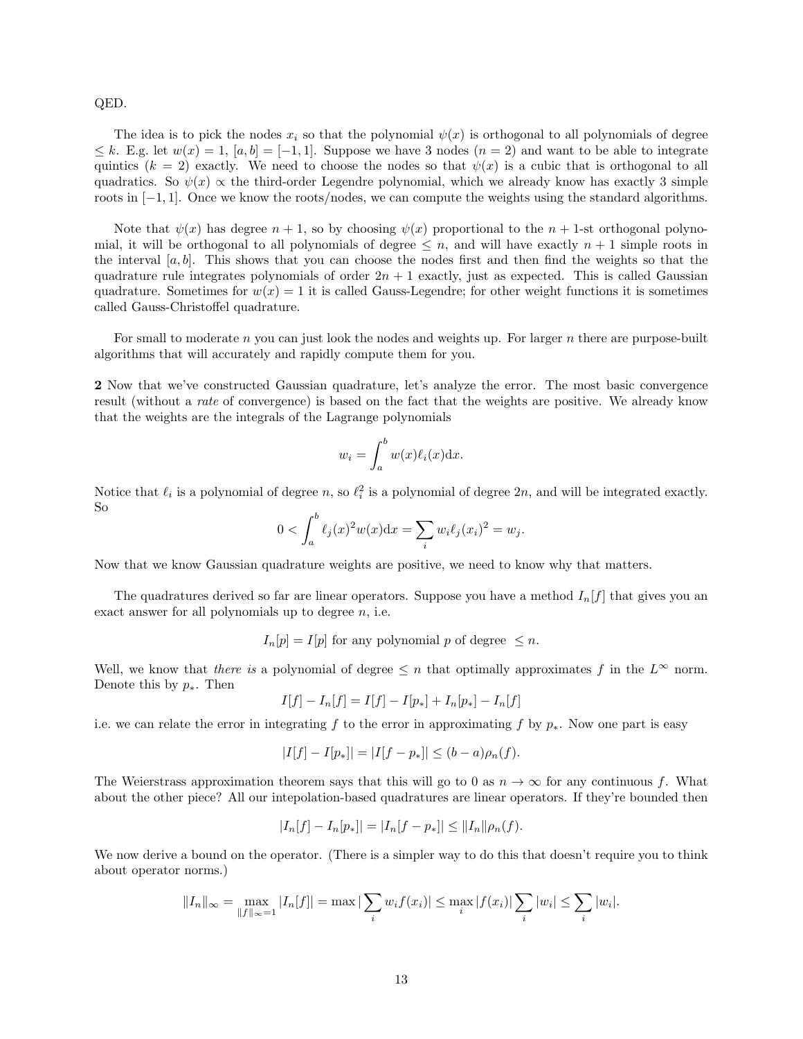QED.

The idea is to pick the nodes $x_i$ so that the polynomial $\psi(x)$ is orthogonal to all polynomials of degree $\leq k$. E.g. let $w(x) = 1$, $[a, b] = [-1, 1]$. Suppose we have 3 nodes ($n = 2$) and want to be able to integrate quintics ($k = 2$) exactly. We need to choose the nodes so that $\psi(x)$ is a cubic that is orthogonal to all quadratics. So $\psi(x) \propto$ the third-order Legendre polynomial, which we already know has exactly 3 simple roots in $[-1, 1]$. Once we know the roots/nodes, we can compute the weights using the standard algorithms.

Note that $\psi(x)$ has degree $n+1$, so by choosing $\psi(x)$ proportional to the $n+1$-st orthogonal polynomial, it will be orthogonal to all polynomials of degree $\leq n$, and will have exactly $n+1$ simple roots in the interval $[a, b]$. This shows that you can choose the nodes first and then find the weights so that the quadrature rule integrates polynomials of order $2n+1$ exactly, just as expected. This is called Gaussian quadrature. Sometimes for $w(x) = 1$ it is called Gauss-Legendre; for other weight functions it is sometimes called Gauss-Christoffel quadrature.

For small to moderate $n$ you can just look the nodes and weights up. For larger $n$ there are purpose-built algorithms that will accurately and rapidly compute them for you.

**2** Now that we've constructed Gaussian quadrature, let's analyze the error. The most basic convergence result (without a *rate* of convergence) is based on the fact that the weights are positive. We already know that the weights are the integrals of the Lagrange polynomials

$$w_i = \int_a^b w(x)\ell_i(x)\mathrm{d}x.$$

Notice that $\ell_i$ is a polynomial of degree $n$, so $\ell_i^2$ is a polynomial of degree $2n$, and will be integrated exactly. So

$$0 < \int_a^b \ell_j(x)^2 w(x)\mathrm{d}x = \sum_i w_i \ell_j(x_i)^2 = w_j.$$

Now that we know Gaussian quadrature weights are positive, we need to know why that matters.

The quadratures derived so far are linear operators. Suppose you have a method $I_n[f]$ that gives you an exact answer for all polynomials up to degree $n$, i.e.

$$I_n[p] = I[p] \text{ for any polynomial } p \text{ of degree } \leq n.$$

Well, we know that *there is* a polynomial of degree $\leq n$ that optimally approximates $f$ in the $L^\infty$ norm. Denote this by $p_*$. Then

$$I[f] - I_n[f] = I[f] - I[p_*] + I_n[p_*] - I_n[f]$$

i.e. we can relate the error in integrating $f$ to the error in approximating $f$ by $p_*$. Now one part is easy

$$|I[f] - I[p_*]| = |I[f - p_*]| \leq (b-a)\rho_n(f).$$

The Weierstrass approximation theorem says that this will go to 0 as $n \to \infty$ for any continuous $f$. What about the other piece? All our intepolation-based quadratures are linear operators. If they're bounded then

$$|I_n[f] - I_n[p_*]| = |I_n[f - p_*]| \leq \|I_n\|\rho_n(f).$$

We now derive a bound on the operator. (There is a simpler way to do this that doesn't require you to think about operator norms.)

$$\|I_n\|_\infty = \max_{\|f\|_\infty = 1} |I_n[f]| = \max |\sum_i w_i f(x_i)| \leq \max_i |f(x_i)| \sum_i |w_i| \leq \sum_i |w_i|.$$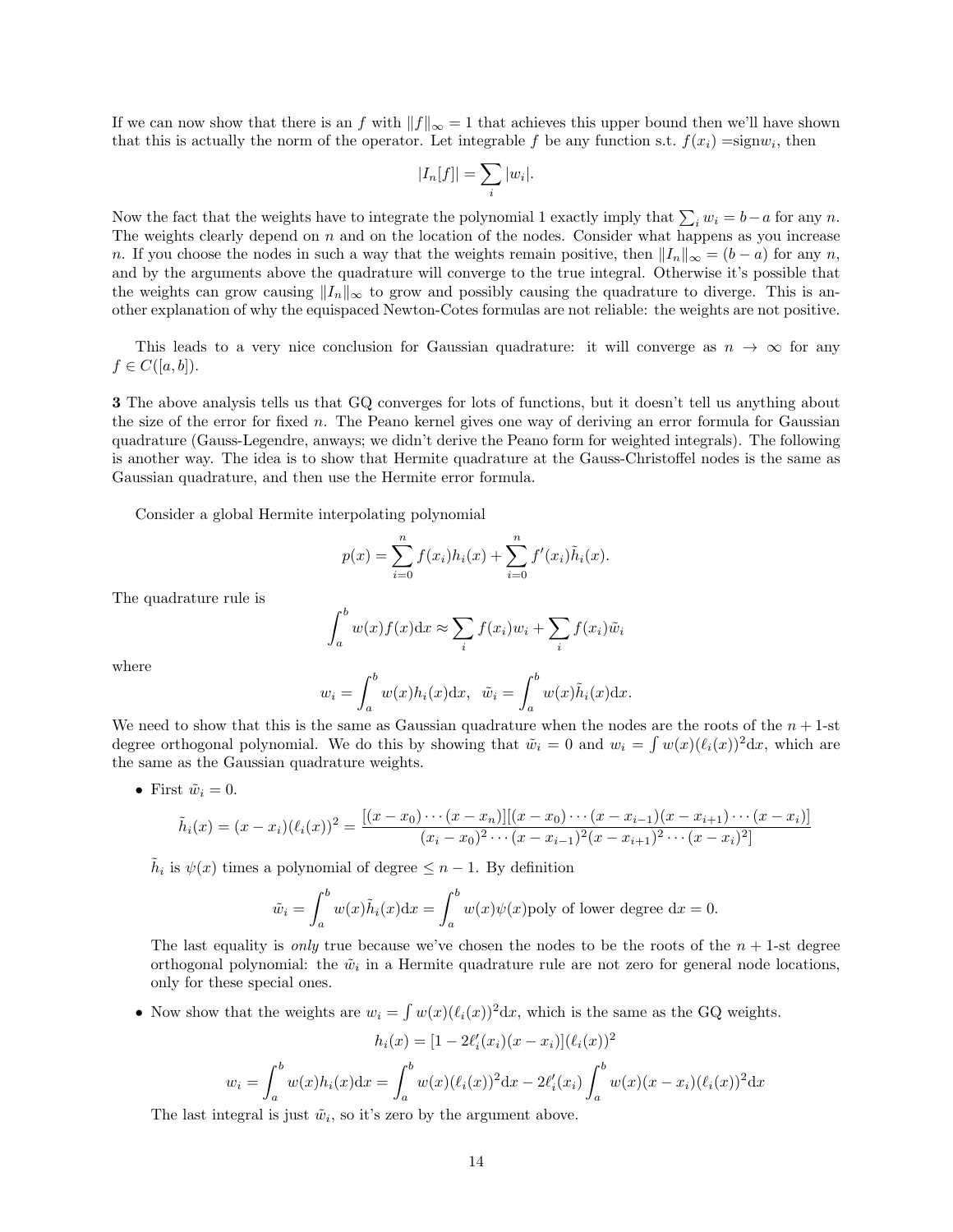If we can now show that there is an $f$ with $\|f\|_\infty = 1$ that achieves this upper bound then we'll have shown that this is actually the norm of the operator. Let integrable $f$ be any function s.t. $f(x_i) = \text{sign} w_i$, then

$$|I_n[f]| = \sum_i |w_i|.$$

Now the fact that the weights have to integrate the polynomial 1 exactly imply that $\sum_i w_i = b-a$ for any $n$. The weights clearly depend on $n$ and on the location of the nodes. Consider what happens as you increase $n$. If you choose the nodes in such a way that the weights remain positive, then $\|I_n\|_\infty = (b-a)$ for any $n$, and by the arguments above the quadrature will converge to the true integral. Otherwise it's possible that the weights can grow causing $\|I_n\|_\infty$ to grow and possibly causing the quadrature to diverge. This is another explanation of why the equispaced Newton-Cotes formulas are not reliable: the weights are not positive.

This leads to a very nice conclusion for Gaussian quadrature: it will converge as $n \to \infty$ for any $f \in C([a,b])$.

**3** The above analysis tells us that GQ converges for lots of functions, but it doesn't tell us anything about the size of the error for fixed $n$. The Peano kernel gives one way of deriving an error formula for Gaussian quadrature (Gauss-Legendre, anways; we didn't derive the Peano form for weighted integrals). The following is another way. The idea is to show that Hermite quadrature at the Gauss-Christoffel nodes is the same as Gaussian quadrature, and then use the Hermite error formula.

Consider a global Hermite interpolating polynomial

$$p(x) = \sum_{i=0}^{n} f(x_i)h_i(x) + \sum_{i=0}^{n} f'(x_i)\tilde{h}_i(x).$$

The quadrature rule is

$$\int_a^b w(x)f(x)\mathrm{d}x \approx \sum_i f(x_i)w_i + \sum_i f(x_i)\tilde{w}_i$$

where

$$w_i = \int_a^b w(x)h_i(x)\mathrm{d}x, \;\; \tilde{w}_i = \int_a^b w(x)\tilde{h}_i(x)\mathrm{d}x.$$

We need to show that this is the same as Gaussian quadrature when the nodes are the roots of the $n+1$-st degree orthogonal polynomial. We do this by showing that $\tilde{w}_i = 0$ and $w_i = \int w(x)(\ell_i(x))^2\mathrm{d}x$, which are the same as the Gaussian quadrature weights.

- First $\tilde{w}_i = 0$.

$$\tilde{h}_i(x) = (x - x_i)(\ell_i(x))^2 = \frac{[(x-x_0)\cdots(x-x_n)][(x-x_0)\cdots(x-x_{i-1})(x-x_{i+1})\cdots(x-x_i)]}{(x_i-x_0)^2\cdots(x-x_{i-1})^2(x-x_{i+1})^2\cdots(x-x_i)^2]}$$

  $\tilde{h}_i$ is $\psi(x)$ times a polynomial of degree $\leq n-1$. By definition

$$\tilde{w}_i = \int_a^b w(x)\tilde{h}_i(x)\mathrm{d}x = \int_a^b w(x)\psi(x)\text{poly of lower degree d}x = 0.$$

  The last equality is *only* true because we've chosen the nodes to be the roots of the $n+1$-st degree orthogonal polynomial: the $\tilde{w}_i$ in a Hermite quadrature rule are not zero for general node locations, only for these special ones.

- Now show that the weights are $w_i = \int w(x)(\ell_i(x))^2\mathrm{d}x$, which is the same as the GQ weights.

$$h_i(x) = [1 - 2\ell_i'(x_i)(x-x_i)](\ell_i(x))^2$$

$$w_i = \int_a^b w(x)h_i(x)\mathrm{d}x = \int_a^b w(x)(\ell_i(x))^2\mathrm{d}x - 2\ell_i'(x_i)\int_a^b w(x)(x-x_i)(\ell_i(x))^2\mathrm{d}x$$

  The last integral is just $\tilde{w}_i$, so it's zero by the argument above.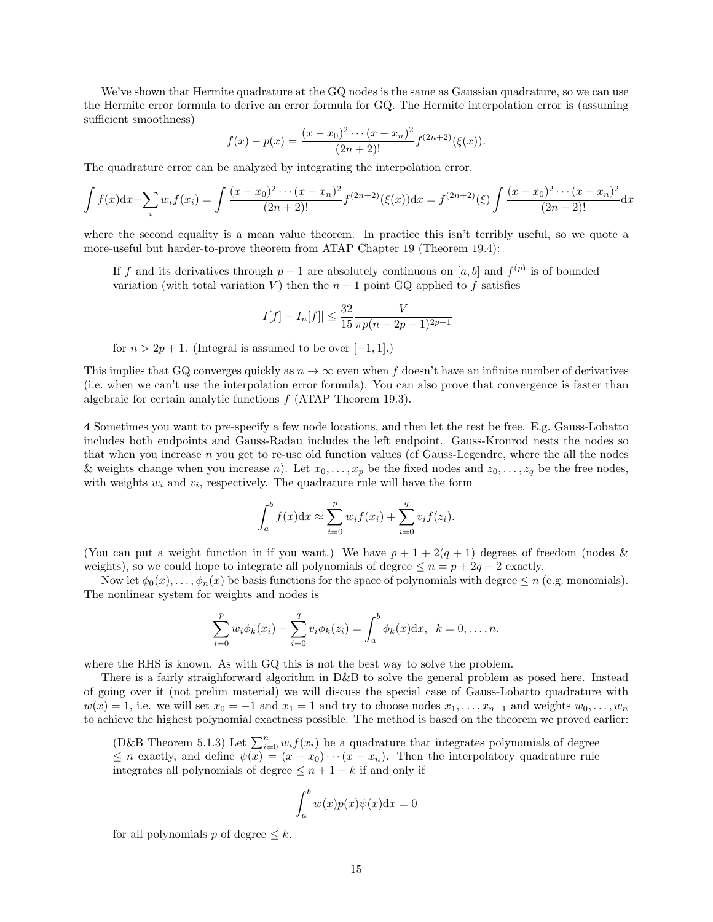We've shown that Hermite quadrature at the GQ nodes is the same as Gaussian quadrature, so we can use the Hermite error formula to derive an error formula for GQ. The Hermite interpolation error is (assuming sufficient smoothness)

$$f(x) - p(x) = \frac{(x-x_0)^2 \cdots (x-x_n)^2}{(2n+2)!} f^{(2n+2)}(\xi(x)).$$

The quadrature error can be analyzed by integrating the interpolation error.

$$\int f(x)\mathrm{d}x - \sum_i w_i f(x_i) = \int \frac{(x-x_0)^2 \cdots (x-x_n)^2}{(2n+2)!} f^{(2n+2)}(\xi(x))\mathrm{d}x = f^{(2n+2)}(\xi) \int \frac{(x-x_0)^2 \cdots (x-x_n)^2}{(2n+2)!}\mathrm{d}x$$

where the second equality is a mean value theorem. In practice this isn't terribly useful, so we quote a more-useful but harder-to-prove theorem from ATAP Chapter 19 (Theorem 19.4):

> If $f$ and its derivatives through $p-1$ are absolutely continuous on $[a,b]$ and $f^{(p)}$ is of bounded variation (with total variation $V$) then the $n+1$ point GQ applied to $f$ satisfies
>
> $$|I[f] - I_n[f]| \leq \frac{32}{15} \frac{V}{\pi p (n - 2p - 1)^{2p+1}}$$
>
> for $n > 2p+1$. (Integral is assumed to be over $[-1,1]$.)

This implies that GQ converges quickly as $n \to \infty$ even when $f$ doesn't have an infinite number of derivatives (i.e. when we can't use the interpolation error formula). You can also prove that convergence is faster than algebraic for certain analytic functions $f$ (ATAP Theorem 19.3).

**4** Sometimes you want to pre-specify a few node locations, and then let the rest be free. E.g. Gauss-Lobatto includes both endpoints and Gauss-Radau includes the left endpoint. Gauss-Kronrod nests the nodes so that when you increase $n$ you get to re-use old function values (cf Gauss-Legendre, where the all the nodes & weights change when you increase $n$). Let $x_0, \ldots, x_p$ be the fixed nodes and $z_0, \ldots, z_q$ be the free nodes, with weights $w_i$ and $v_i$, respectively. The quadrature rule will have the form

$$\int_a^b f(x)\mathrm{d}x \approx \sum_{i=0}^{p} w_i f(x_i) + \sum_{i=0}^{q} v_i f(z_i).$$

(You can put a weight function in if you want.) We have $p + 1 + 2(q+1)$ degrees of freedom (nodes & weights), so we could hope to integrate all polynomials of degree $\leq n = p + 2q + 2$ exactly.

Now let $\phi_0(x), \ldots, \phi_n(x)$ be basis functions for the space of polynomials with degree $\leq n$ (e.g. monomials). The nonlinear system for weights and nodes is

$$\sum_{i=0}^{p} w_i \phi_k(x_i) + \sum_{i=0}^{q} v_i \phi_k(z_i) = \int_a^b \phi_k(x)\mathrm{d}x, \quad k = 0, \ldots, n.$$

where the RHS is known. As with GQ this is not the best way to solve the problem.

There is a fairly straighforward algorithm in D&B to solve the general problem as posed here. Instead of going over it (not prelim material) we will discuss the special case of Gauss-Lobatto quadrature with $w(x) = 1$, i.e. we will set $x_0 = -1$ and $x_1 = 1$ and try to choose nodes $x_1, \ldots, x_{n-1}$ and weights $w_0, \ldots, w_n$ to achieve the highest polynomial exactness possible. The method is based on the theorem we proved earlier:

> (D&B Theorem 5.1.3) Let $\sum_{i=0}^{n} w_i f(x_i)$ be a quadrature that integrates polynomials of degree $\leq n$ exactly, and define $\psi(x) = (x - x_0) \cdots (x - x_n)$. Then the interpolatory quadrature rule integrates all polynomials of degree $\leq n + 1 + k$ if and only if
>
> $$\int_a^b w(x) p(x) \psi(x)\mathrm{d}x = 0$$
>
> for all polynomials $p$ of degree $\leq k$.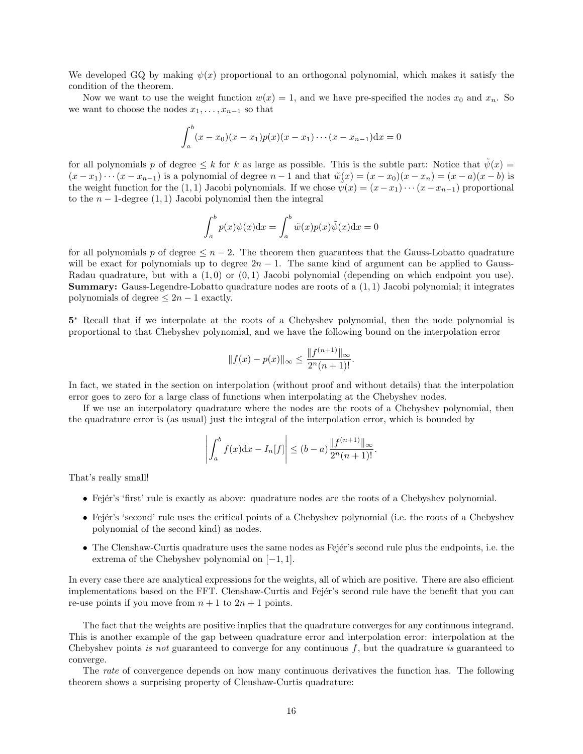We developed GQ by making $\psi(x)$ proportional to an orthogonal polynomial, which makes it satisfy the condition of the theorem.

Now we want to use the weight function $w(x) = 1$, and we have pre-specified the nodes $x_0$ and $x_n$. So we want to choose the nodes $x_1, \ldots, x_{n-1}$ so that

$$\int_a^b (x - x_0)(x - x_1)p(x)(x - x_1)\cdots(x - x_{n-1})\mathrm{d}x = 0$$

for all polynomials $p$ of degree $\leq k$ for $k$ as large as possible. This is the subtle part: Notice that $\tilde{\psi}(x) = (x - x_1)\cdots(x - x_{n-1})$ is a polynomial of degree $n-1$ and that $\tilde{w}(x) = (x - x_0)(x - x_n) = (x - a)(x - b)$ is the weight function for the $(1, 1)$ Jacobi polynomials. If we chose $\tilde{\psi}(x) = (x - x_1)\cdots(x - x_{n-1})$ proportional to the $n - 1$-degree $(1, 1)$ Jacobi polynomial then the integral

$$\int_a^b p(x)\psi(x)\mathrm{d}x = \int_a^b \tilde{w}(x)p(x)\tilde{\psi}(x)\mathrm{d}x = 0$$

for all polynomials $p$ of degree $\leq n - 2$. The theorem then guarantees that the Gauss-Lobatto quadrature will be exact for polynomials up to degree $2n - 1$. The same kind of argument can be applied to Gauss-Radau quadrature, but with a $(1, 0)$ or $(0, 1)$ Jacobi polynomial (depending on which endpoint you use).
**Summary:** Gauss-Legendre-Lobatto quadrature nodes are roots of a $(1, 1)$ Jacobi polynomial; it integrates polynomials of degree $\leq 2n - 1$ exactly.

**5***  Recall that if we interpolate at the roots of a Chebyshev polynomial, then the node polynomial is proportional to that Chebyshev polynomial, and we have the following bound on the interpolation error

$$\|f(x) - p(x)\|_\infty \leq \frac{\|f^{(n+1)}\|_\infty}{2^n(n+1)!}.$$

In fact, we stated in the section on interpolation (without proof and without details) that the interpolation error goes to zero for a large class of functions when interpolating at the Chebyshev nodes.

If we use an interpolatory quadrature where the nodes are the roots of a Chebyshev polynomial, then the quadrature error is (as usual) just the integral of the interpolation error, which is bounded by

$$\left|\int_a^b f(x)\mathrm{d}x - I_n[f]\right| \leq (b - a)\frac{\|f^{(n+1)}\|_\infty}{2^n(n+1)!}.$$

That's really small!

- Fejér's 'first' rule is exactly as above: quadrature nodes are the roots of a Chebyshev polynomial.
- Fejér's 'second' rule uses the critical points of a Chebyshev polynomial (i.e. the roots of a Chebyshev polynomial of the second kind) as nodes.
- The Clenshaw-Curtis quadrature uses the same nodes as Fejér's second rule plus the endpoints, i.e. the extrema of the Chebyshev polynomial on $[-1, 1]$.

In every case there are analytical expressions for the weights, all of which are positive. There are also efficient implementations based on the FFT. Clenshaw-Curtis and Fejér's second rule have the benefit that you can re-use points if you move from $n + 1$ to $2n + 1$ points.

The fact that the weights are positive implies that the quadrature converges for any continuous integrand. This is another example of the gap between quadrature error and interpolation error: interpolation at the Chebyshev points *is not* guaranteed to converge for any continuous $f$, but the quadrature *is* guaranteed to converge.

The *rate* of convergence depends on how many continuous derivatives the function has. The following theorem shows a surprising property of Clenshaw-Curtis quadrature: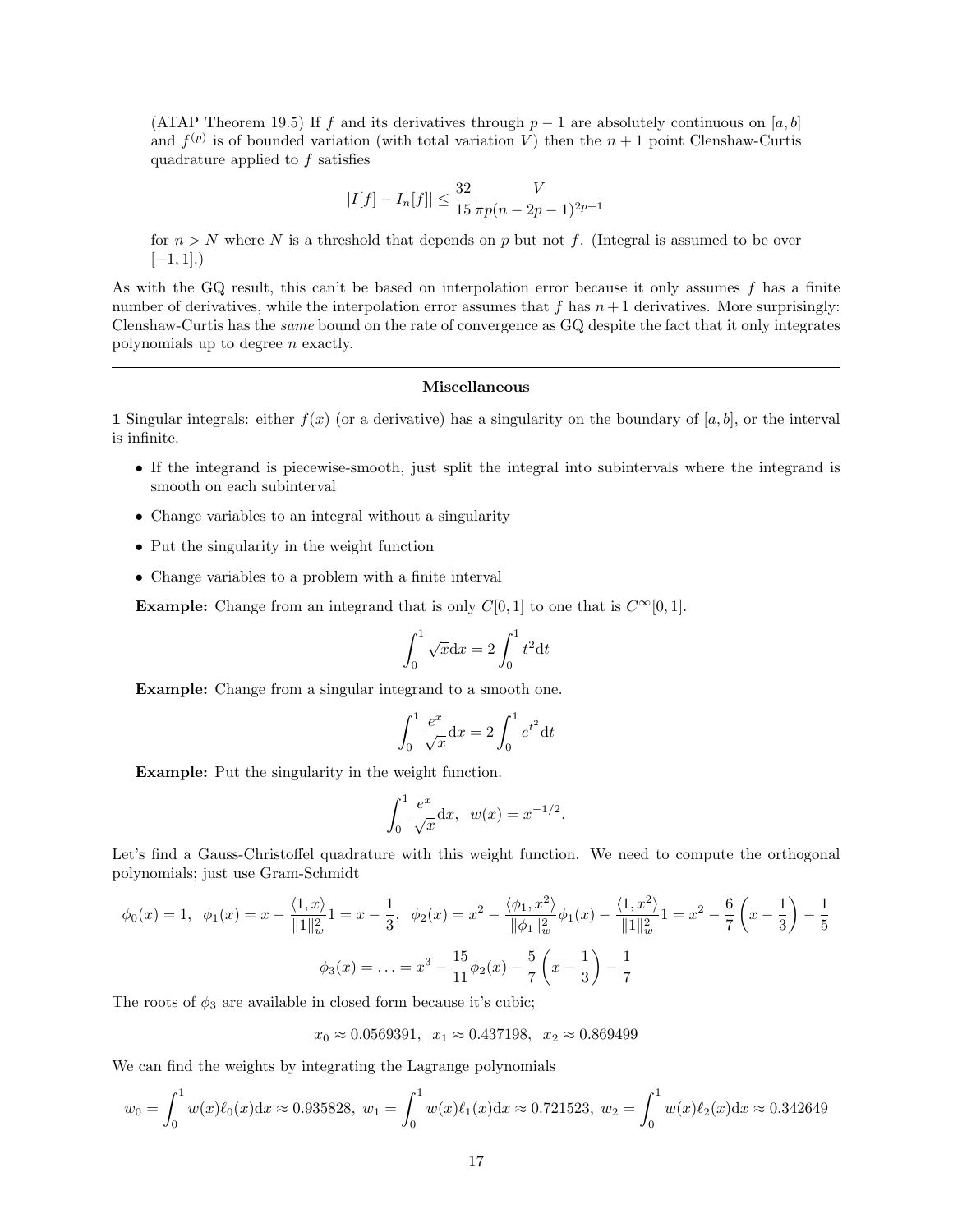(ATAP Theorem 19.5) If $f$ and its derivatives through $p-1$ are absolutely continuous on $[a,b]$ and $f^{(p)}$ is of bounded variation (with total variation $V$) then the $n+1$ point Clenshaw-Curtis quadrature applied to $f$ satisfies

$$|I[f] - I_n[f]| \le \frac{32}{15}\frac{V}{\pi p(n-2p-1)^{2p+1}}$$

for $n > N$ where $N$ is a threshold that depends on $p$ but not $f$. (Integral is assumed to be over $[-1,1]$.)

As with the GQ result, this can't be based on interpolation error because it only assumes $f$ has a finite number of derivatives, while the interpolation error assumes that $f$ has $n+1$ derivatives. More surprisingly: Clenshaw-Curtis has the *same* bound on the rate of convergence as GQ despite the fact that it only integrates polynomials up to degree $n$ exactly.

---

**Miscellaneous**

**1** Singular integrals: either $f(x)$ (or a derivative) has a singularity on the boundary of $[a,b]$, or the interval is infinite.

- If the integrand is piecewise-smooth, just split the integral into subintervals where the integrand is smooth on each subinterval
- Change variables to an integral without a singularity
- Put the singularity in the weight function
- Change variables to a problem with a finite interval

**Example:** Change from an integrand that is only $C[0,1]$ to one that is $C^\infty[0,1]$.

$$\int_0^1 \sqrt{x}\mathrm{d}x = 2\int_0^1 t^2 \mathrm{d}t$$

**Example:** Change from a singular integrand to a smooth one.

$$\int_0^1 \frac{e^x}{\sqrt{x}}\mathrm{d}x = 2\int_0^1 e^{t^2}\mathrm{d}t$$

**Example:** Put the singularity in the weight function.

$$\int_0^1 \frac{e^x}{\sqrt{x}}\mathrm{d}x, \ \ w(x) = x^{-1/2}.$$

Let's find a Gauss-Christoffel quadrature with this weight function. We need to compute the orthogonal polynomials; just use Gram-Schmidt

$$\phi_0(x) = 1, \ \ \phi_1(x) = x - \frac{\langle 1, x\rangle}{\|1\|_w^2}1 = x - \frac{1}{3}, \ \ \phi_2(x) = x^2 - \frac{\langle \phi_1, x^2\rangle}{\|\phi_1\|_w^2}\phi_1(x) - \frac{\langle 1, x^2\rangle}{\|1\|_w^2}1 = x^2 - \frac{6}{7}\left(x - \frac{1}{3}\right) - \frac{1}{5}$$

$$\phi_3(x) = \ldots = x^3 - \frac{15}{11}\phi_2(x) - \frac{5}{7}\left(x - \frac{1}{3}\right) - \frac{1}{7}$$

The roots of $\phi_3$ are available in closed form because it's cubic;

$$x_0 \approx 0.0569391, \ \ x_1 \approx 0.437198, \ \ x_2 \approx 0.869499$$

We can find the weights by integrating the Lagrange polynomials

$$w_0 = \int_0^1 w(x)\ell_0(x)\mathrm{d}x \approx 0.935828, \ w_1 = \int_0^1 w(x)\ell_1(x)\mathrm{d}x \approx 0.721523, \ w_2 = \int_0^1 w(x)\ell_2(x)\mathrm{d}x \approx 0.342649$$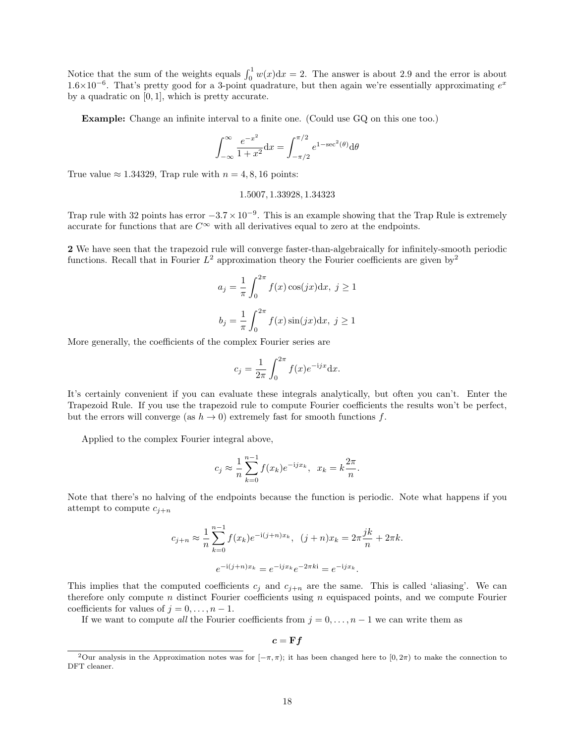Notice that the sum of the weights equals $\int_0^1 w(x)\mathrm{d}x = 2$. The answer is about 2.9 and the error is about $1.6\times10^{-6}$. That's pretty good for a 3-point quadrature, but then again we're essentially approximating $e^x$ by a quadratic on $[0,1]$, which is pretty accurate.

**Example:** Change an infinite interval to a finite one. (Could use GQ on this one too.)

$$\int_{-\infty}^{\infty} \frac{e^{-x^2}}{1+x^2}\mathrm{d}x = \int_{-\pi/2}^{\pi/2} e^{1-\sec^2(\theta)}\mathrm{d}\theta$$

True value $\approx 1.34329$, Trap rule with $n = 4, 8, 16$ points:

$$1.5007, 1.33928, 1.34323$$

Trap rule with 32 points has error $-3.7\times10^{-9}$. This is an example showing that the Trap Rule is extremely accurate for functions that are $C^\infty$ with all derivatives equal to zero at the endpoints.

**2** We have seen that the trapezoid rule will converge faster-than-algebraically for infinitely-smooth periodic functions. Recall that in Fourier $L^2$ approximation theory the Fourier coefficients are given by[2]

$$a_j = \frac{1}{\pi}\int_0^{2\pi} f(x)\cos(jx)\mathrm{d}x, \; j \geq 1$$

$$b_j = \frac{1}{\pi}\int_0^{2\pi} f(x)\sin(jx)\mathrm{d}x, \; j \geq 1$$

More generally, the coefficients of the complex Fourier series are

$$c_j = \frac{1}{2\pi}\int_0^{2\pi} f(x)e^{-\mathrm{i}jx}\mathrm{d}x.$$

It's certainly convenient if you can evaluate these integrals analytically, but often you can't. Enter the Trapezoid Rule. If you use the trapezoid rule to compute Fourier coefficients the results won't be perfect, but the errors will converge (as $h \to 0$) extremely fast for smooth functions $f$.

Applied to the complex Fourier integral above,

$$c_j \approx \frac{1}{n}\sum_{k=0}^{n-1} f(x_k)e^{-\mathrm{i}jx_k}, \;\; x_k = k\frac{2\pi}{n}.$$

Note that there's no halving of the endpoints because the function is periodic. Note what happens if you attempt to compute $c_{j+n}$

$$c_{j+n} \approx \frac{1}{n}\sum_{k=0}^{n-1} f(x_k)e^{-\mathrm{i}(j+n)x_k}, \;\; (j+n)x_k = 2\pi\frac{jk}{n} + 2\pi k.$$

$$e^{-\mathrm{i}(j+n)x_k} = e^{-\mathrm{i}jx_k}e^{-2\pi k\mathrm{i}} = e^{-\mathrm{i}jx_k}.$$

This implies that the computed coefficients $c_j$ and $c_{j+n}$ are the same. This is called 'aliasing'. We can therefore only compute $n$ distinct Fourier coefficients using $n$ equispaced points, and we compute Fourier coefficients for values of $j = 0, \ldots, n-1$.

If we want to compute *all* the Fourier coefficients from $j = 0, \ldots, n-1$ we can write them as

$$\boldsymbol{c} = \mathbf{F}\boldsymbol{f}$$

[2] Our analysis in the Approximation notes was for $[-\pi,\pi)$; it has been changed here to $[0,2\pi)$ to make the connection to DFT cleaner.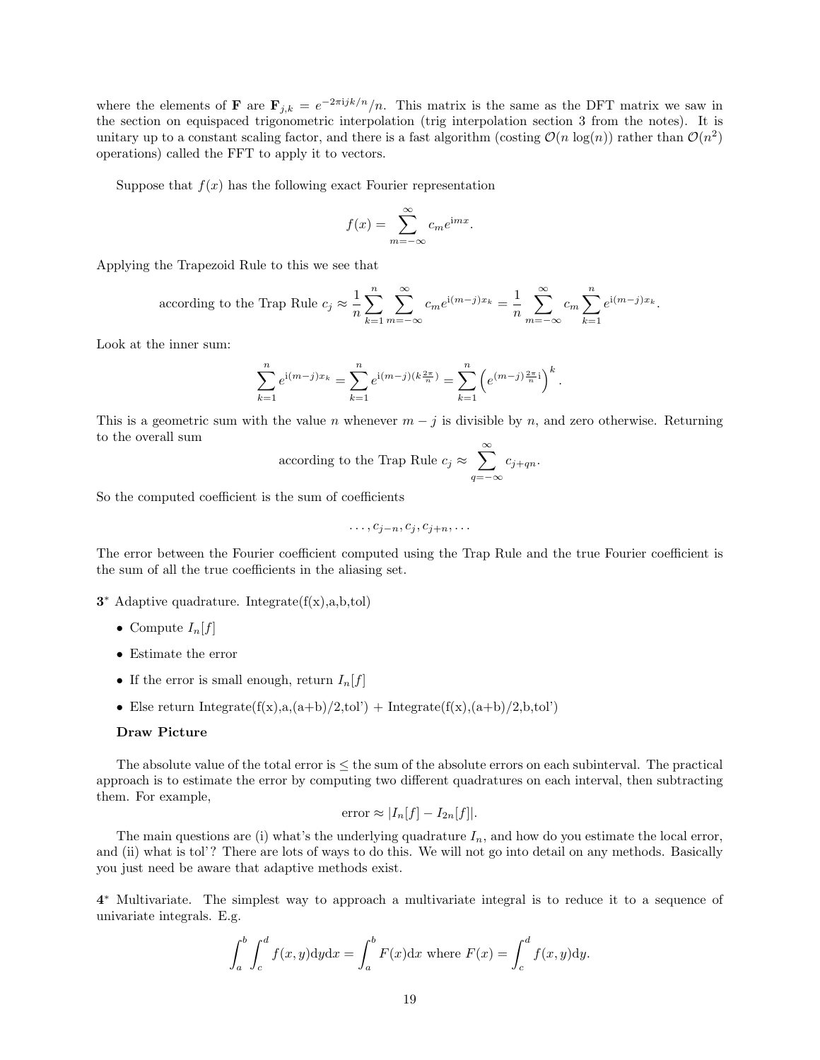where the elements of $\mathbf{F}$ are $\mathbf{F}_{j,k} = e^{-2\pi \mathrm{i} jk/n}/n$. This matrix is the same as the DFT matrix we saw in the section on equispaced trigonometric interpolation (trig interpolation section 3 from the notes). It is unitary up to a constant scaling factor, and there is a fast algorithm (costing $\mathcal{O}(n\log(n))$ rather than $\mathcal{O}(n^2)$ operations) called the FFT to apply it to vectors.

Suppose that $f(x)$ has the following exact Fourier representation

$$f(x) = \sum_{m=-\infty}^{\infty} c_m e^{\mathrm{i}mx}.$$

Applying the Trapezoid Rule to this we see that

$$\text{according to the Trap Rule } c_j \approx \frac{1}{n}\sum_{k=1}^{n}\sum_{m=-\infty}^{\infty} c_m e^{\mathrm{i}(m-j)x_k} = \frac{1}{n}\sum_{m=-\infty}^{\infty} c_m \sum_{k=1}^{n} e^{\mathrm{i}(m-j)x_k}.$$

Look at the inner sum:

$$\sum_{k=1}^{n} e^{\mathrm{i}(m-j)x_k} = \sum_{k=1}^{n} e^{\mathrm{i}(m-j)(k\frac{2\pi}{n})} = \sum_{k=1}^{n}\left(e^{(m-j)\frac{2\pi}{n}\mathrm{i}}\right)^k.$$

This is a geometric sum with the value $n$ whenever $m-j$ is divisible by $n$, and zero otherwise. Returning to the overall sum

$$\text{according to the Trap Rule } c_j \approx \sum_{q=-\infty}^{\infty} c_{j+qn}.$$

So the computed coefficient is the sum of coefficients

$$\ldots, c_{j-n}, c_j, c_{j+n}, \ldots$$

The error between the Fourier coefficient computed using the Trap Rule and the true Fourier coefficient is the sum of all the true coefficients in the aliasing set.

**3**\* Adaptive quadrature. Integrate(f(x),a,b,tol)

- Compute $I_n[f]$
- Estimate the error
- If the error is small enough, return $I_n[f]$
- Else return Integrate(f(x),a,(a+b)/2,tol') + Integrate(f(x),(a+b)/2,b,tol')

**Draw Picture**

The absolute value of the total error is $\leq$ the sum of the absolute errors on each subinterval. The practical approach is to estimate the error by computing two different quadratures on each interval, then subtracting them. For example,

$$\text{error} \approx |I_n[f] - I_{2n}[f]|.$$

The main questions are (i) what's the underlying quadrature $I_n$, and how do you estimate the local error, and (ii) what is tol'? There are lots of ways to do this. We will not go into detail on any methods. Basically you just need be aware that adaptive methods exist.

**4**\* Multivariate. The simplest way to approach a multivariate integral is to reduce it to a sequence of univariate integrals. E.g.

$$\int_a^b\int_c^d f(x,y)\mathrm{d}y\mathrm{d}x = \int_a^b F(x)\mathrm{d}x \text{ where } F(x) = \int_c^d f(x,y)\mathrm{d}y.$$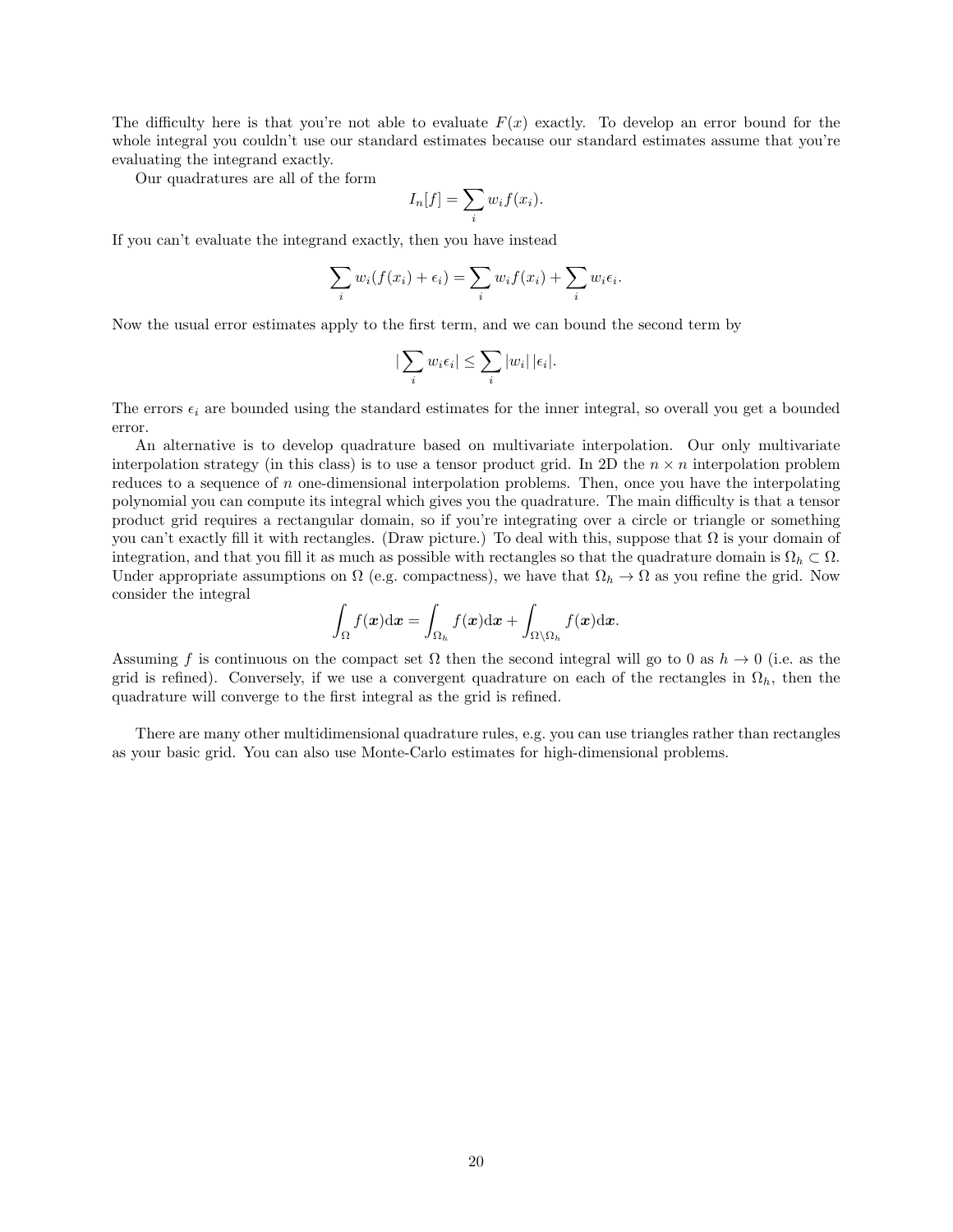The difficulty here is that you're not able to evaluate $F(x)$ exactly. To develop an error bound for the whole integral you couldn't use our standard estimates because our standard estimates assume that you're evaluating the integrand exactly.

Our quadratures are all of the form

$$I_n[f] = \sum_i w_i f(x_i).$$

If you can't evaluate the integrand exactly, then you have instead

$$\sum_i w_i(f(x_i) + \epsilon_i) = \sum_i w_i f(x_i) + \sum_i w_i \epsilon_i.$$

Now the usual error estimates apply to the first term, and we can bound the second term by

$$|\sum_i w_i \epsilon_i| \leq \sum_i |w_i| \, |\epsilon_i|.$$

The errors $\epsilon_i$ are bounded using the standard estimates for the inner integral, so overall you get a bounded error.

An alternative is to develop quadrature based on multivariate interpolation. Our only multivariate interpolation strategy (in this class) is to use a tensor product grid. In 2D the $n \times n$ interpolation problem reduces to a sequence of $n$ one-dimensional interpolation problems. Then, once you have the interpolating polynomial you can compute its integral which gives you the quadrature. The main difficulty is that a tensor product grid requires a rectangular domain, so if you're integrating over a circle or triangle or something you can't exactly fill it with rectangles. (Draw picture.) To deal with this, suppose that $\Omega$ is your domain of integration, and that you fill it as much as possible with rectangles so that the quadrature domain is $\Omega_h \subset \Omega$. Under appropriate assumptions on $\Omega$ (e.g. compactness), we have that $\Omega_h \to \Omega$ as you refine the grid. Now consider the integral

$$\int_\Omega f(\boldsymbol{x}) \mathrm{d}\boldsymbol{x} = \int_{\Omega_h} f(\boldsymbol{x}) \mathrm{d}\boldsymbol{x} + \int_{\Omega \setminus \Omega_h} f(\boldsymbol{x}) \mathrm{d}\boldsymbol{x}.$$

Assuming $f$ is continuous on the compact set $\Omega$ then the second integral will go to 0 as $h \to 0$ (i.e. as the grid is refined). Conversely, if we use a convergent quadrature on each of the rectangles in $\Omega_h$, then the quadrature will converge to the first integral as the grid is refined.

There are many other multidimensional quadrature rules, e.g. you can use triangles rather than rectangles as your basic grid. You can also use Monte-Carlo estimates for high-dimensional problems.